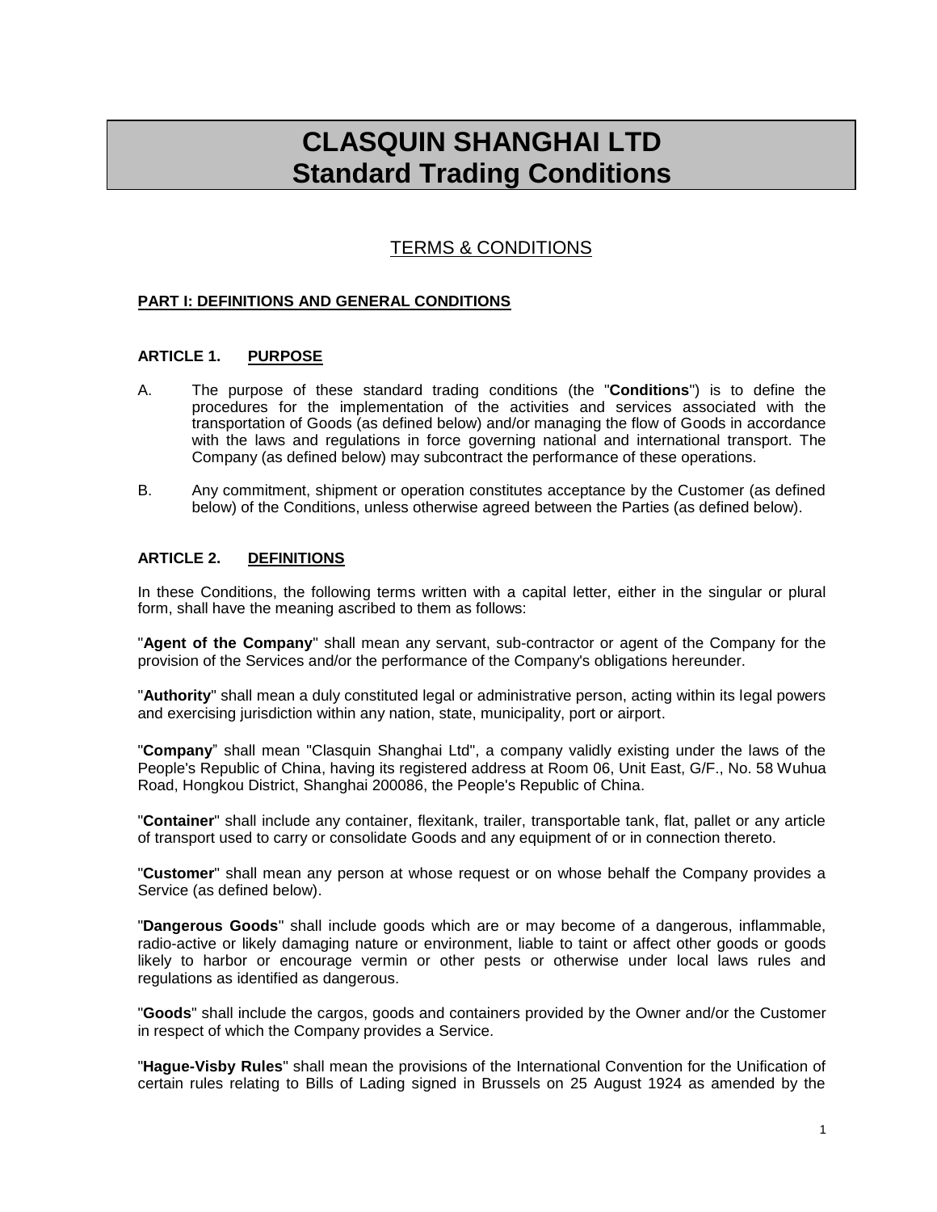# CLASQUIN SHANGHAI LTD
# Standard Trading Conditions

## TERMS & CONDITIONS

### PART I: DEFINITIONS AND GENERAL CONDITIONS

#### ARTICLE 1. PURPOSE

A. The purpose of these standard trading conditions (the "**Conditions**") is to define the procedures for the implementation of the activities and services associated with the transportation of Goods (as defined below) and/or managing the flow of Goods in accordance with the laws and regulations in force governing national and international transport. The Company (as defined below) may subcontract the performance of these operations.

B. Any commitment, shipment or operation constitutes acceptance by the Customer (as defined below) of the Conditions, unless otherwise agreed between the Parties (as defined below).

#### ARTICLE 2. DEFINITIONS

In these Conditions, the following terms written with a capital letter, either in the singular or plural form, shall have the meaning ascribed to them as follows:

"**Agent of the Company**" shall mean any servant, sub-contractor or agent of the Company for the provision of the Services and/or the performance of the Company's obligations hereunder.

"**Authority**" shall mean a duly constituted legal or administrative person, acting within its legal powers and exercising jurisdiction within any nation, state, municipality, port or airport.

"**Company**" shall mean "Clasquin Shanghai Ltd", a company validly existing under the laws of the People's Republic of China, having its registered address at Room 06, Unit East, G/F., No. 58 Wuhua Road, Hongkou District, Shanghai 200086, the People's Republic of China.

"**Container**" shall include any container, flexitank, trailer, transportable tank, flat, pallet or any article of transport used to carry or consolidate Goods and any equipment of or in connection thereto.

"**Customer**" shall mean any person at whose request or on whose behalf the Company provides a Service (as defined below).

"**Dangerous Goods**" shall include goods which are or may become of a dangerous, inflammable, radio-active or likely damaging nature or environment, liable to taint or affect other goods or goods likely to harbor or encourage vermin or other pests or otherwise under local laws rules and regulations as identified as dangerous.

"**Goods**" shall include the cargos, goods and containers provided by the Owner and/or the Customer in respect of which the Company provides a Service.

"**Hague-Visby Rules**" shall mean the provisions of the International Convention for the Unification of certain rules relating to Bills of Lading signed in Brussels on 25 August 1924 as amended by the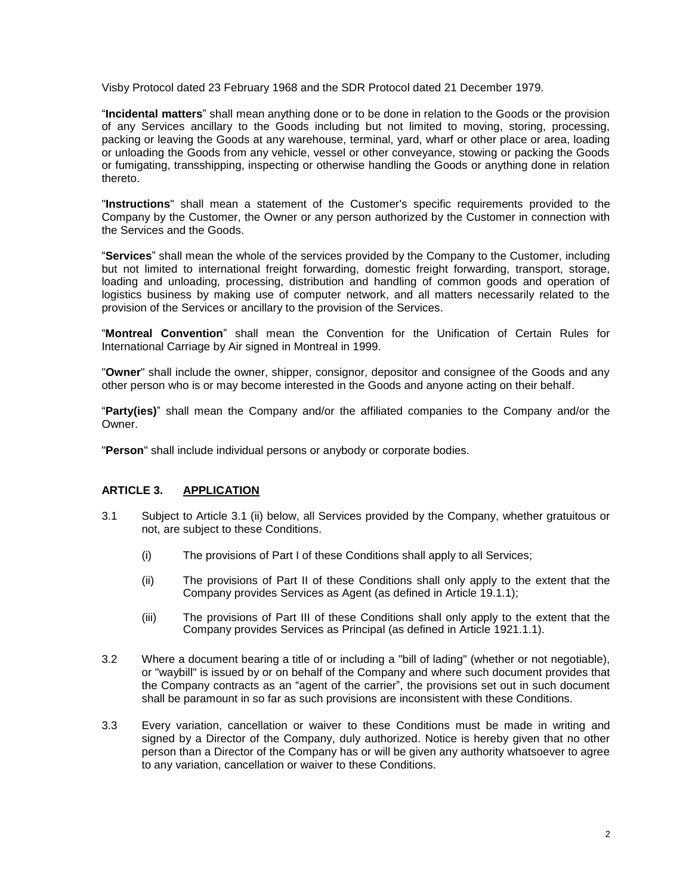Visby Protocol dated 23 February 1968 and the SDR Protocol dated 21 December 1979.

"**Incidental matters**" shall mean anything done or to be done in relation to the Goods or the provision of any Services ancillary to the Goods including but not limited to moving, storing, processing, packing or leaving the Goods at any warehouse, terminal, yard, wharf or other place or area, loading or unloading the Goods from any vehicle, vessel or other conveyance, stowing or packing the Goods or fumigating, transshipping, inspecting or otherwise handling the Goods or anything done in relation thereto.

"**Instructions**" shall mean a statement of the Customer's specific requirements provided to the Company by the Customer, the Owner or any person authorized by the Customer in connection with the Services and the Goods.

"**Services**" shall mean the whole of the services provided by the Company to the Customer, including but not limited to international freight forwarding, domestic freight forwarding, transport, storage, loading and unloading, processing, distribution and handling of common goods and operation of logistics business by making use of computer network, and all matters necessarily related to the provision of the Services or ancillary to the provision of the Services.

"**Montreal Convention**" shall mean the Convention for the Unification of Certain Rules for International Carriage by Air signed in Montreal in 1999.

"**Owner**" shall include the owner, shipper, consignor, depositor and consignee of the Goods and any other person who is or may become interested in the Goods and anyone acting on their behalf.

"**Party(ies)**" shall mean the Company and/or the affiliated companies to the Company and/or the Owner.

"**Person**" shall include individual persons or anybody or corporate bodies.

## ARTICLE 3. APPLICATION

3.1 Subject to Article 3.1 (ii) below, all Services provided by the Company, whether gratuitous or not, are subject to these Conditions.

(i) The provisions of Part I of these Conditions shall apply to all Services;

(ii) The provisions of Part II of these Conditions shall only apply to the extent that the Company provides Services as Agent (as defined in Article 19.1.1);

(iii) The provisions of Part III of these Conditions shall only apply to the extent that the Company provides Services as Principal (as defined in Article 1921.1.1).

3.2 Where a document bearing a title of or including a "bill of lading" (whether or not negotiable), or "waybill" is issued by or on behalf of the Company and where such document provides that the Company contracts as an "agent of the carrier", the provisions set out in such document shall be paramount in so far as such provisions are inconsistent with these Conditions.

3.3 Every variation, cancellation or waiver to these Conditions must be made in writing and signed by a Director of the Company, duly authorized. Notice is hereby given that no other person than a Director of the Company has or will be given any authority whatsoever to agree to any variation, cancellation or waiver to these Conditions.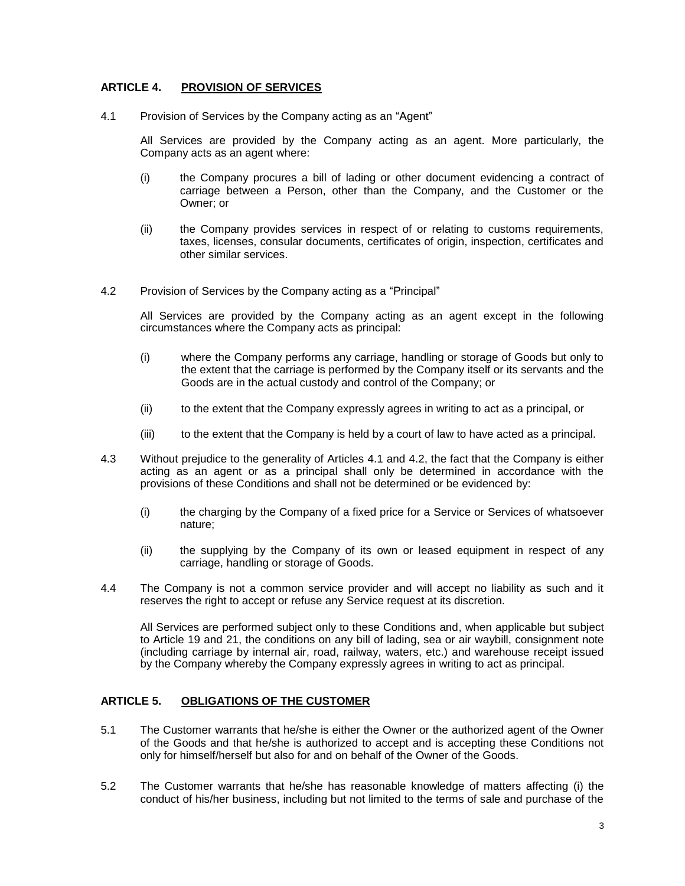## ARTICLE 4. PROVISION OF SERVICES

4.1 Provision of Services by the Company acting as an "Agent"

All Services are provided by the Company acting as an agent. More particularly, the Company acts as an agent where:

(i) the Company procures a bill of lading or other document evidencing a contract of carriage between a Person, other than the Company, and the Customer or the Owner; or

(ii) the Company provides services in respect of or relating to customs requirements, taxes, licenses, consular documents, certificates of origin, inspection, certificates and other similar services.

4.2 Provision of Services by the Company acting as a "Principal"

All Services are provided by the Company acting as an agent except in the following circumstances where the Company acts as principal:

(i) where the Company performs any carriage, handling or storage of Goods but only to the extent that the carriage is performed by the Company itself or its servants and the Goods are in the actual custody and control of the Company; or

(ii) to the extent that the Company expressly agrees in writing to act as a principal, or

(iii) to the extent that the Company is held by a court of law to have acted as a principal.

4.3 Without prejudice to the generality of Articles 4.1 and 4.2, the fact that the Company is either acting as an agent or as a principal shall only be determined in accordance with the provisions of these Conditions and shall not be determined or be evidenced by:

(i) the charging by the Company of a fixed price for a Service or Services of whatsoever nature;

(ii) the supplying by the Company of its own or leased equipment in respect of any carriage, handling or storage of Goods.

4.4 The Company is not a common service provider and will accept no liability as such and it reserves the right to accept or refuse any Service request at its discretion.

All Services are performed subject only to these Conditions and, when applicable but subject to Article 19 and 21, the conditions on any bill of lading, sea or air waybill, consignment note (including carriage by internal air, road, railway, waters, etc.) and warehouse receipt issued by the Company whereby the Company expressly agrees in writing to act as principal.

## ARTICLE 5. OBLIGATIONS OF THE CUSTOMER

5.1 The Customer warrants that he/she is either the Owner or the authorized agent of the Owner of the Goods and that he/she is authorized to accept and is accepting these Conditions not only for himself/herself but also for and on behalf of the Owner of the Goods.

5.2 The Customer warrants that he/she has reasonable knowledge of matters affecting (i) the conduct of his/her business, including but not limited to the terms of sale and purchase of the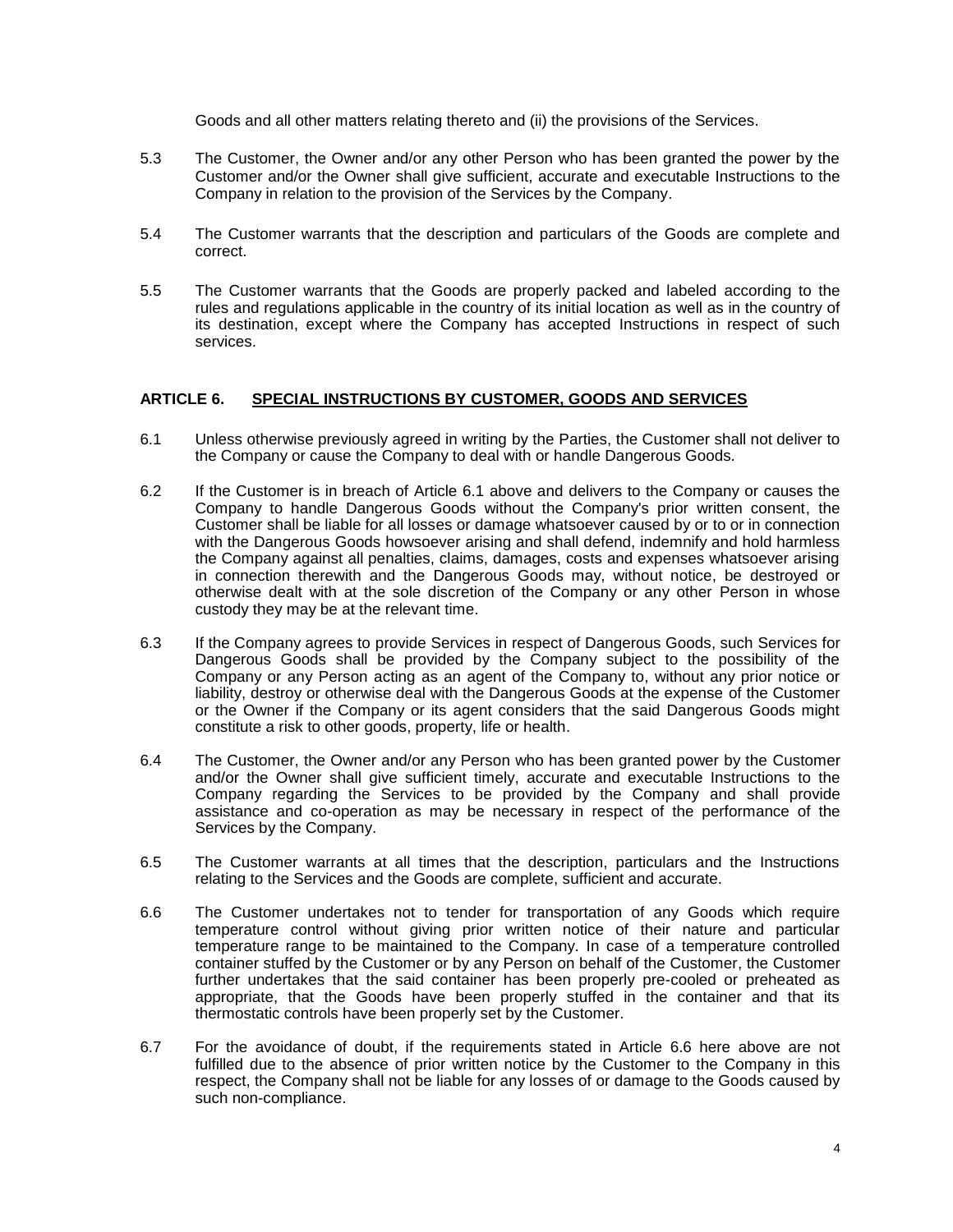Goods and all other matters relating thereto and (ii) the provisions of the Services.

5.3 The Customer, the Owner and/or any other Person who has been granted the power by the Customer and/or the Owner shall give sufficient, accurate and executable Instructions to the Company in relation to the provision of the Services by the Company.

5.4 The Customer warrants that the description and particulars of the Goods are complete and correct.

5.5 The Customer warrants that the Goods are properly packed and labeled according to the rules and regulations applicable in the country of its initial location as well as in the country of its destination, except where the Company has accepted Instructions in respect of such services.

## ARTICLE 6. SPECIAL INSTRUCTIONS BY CUSTOMER, GOODS AND SERVICES

6.1 Unless otherwise previously agreed in writing by the Parties, the Customer shall not deliver to the Company or cause the Company to deal with or handle Dangerous Goods.

6.2 If the Customer is in breach of Article 6.1 above and delivers to the Company or causes the Company to handle Dangerous Goods without the Company's prior written consent, the Customer shall be liable for all losses or damage whatsoever caused by or to or in connection with the Dangerous Goods howsoever arising and shall defend, indemnify and hold harmless the Company against all penalties, claims, damages, costs and expenses whatsoever arising in connection therewith and the Dangerous Goods may, without notice, be destroyed or otherwise dealt with at the sole discretion of the Company or any other Person in whose custody they may be at the relevant time.

6.3 If the Company agrees to provide Services in respect of Dangerous Goods, such Services for Dangerous Goods shall be provided by the Company subject to the possibility of the Company or any Person acting as an agent of the Company to, without any prior notice or liability, destroy or otherwise deal with the Dangerous Goods at the expense of the Customer or the Owner if the Company or its agent considers that the said Dangerous Goods might constitute a risk to other goods, property, life or health.

6.4 The Customer, the Owner and/or any Person who has been granted power by the Customer and/or the Owner shall give sufficient timely, accurate and executable Instructions to the Company regarding the Services to be provided by the Company and shall provide assistance and co-operation as may be necessary in respect of the performance of the Services by the Company.

6.5 The Customer warrants at all times that the description, particulars and the Instructions relating to the Services and the Goods are complete, sufficient and accurate.

6.6 The Customer undertakes not to tender for transportation of any Goods which require temperature control without giving prior written notice of their nature and particular temperature range to be maintained to the Company. In case of a temperature controlled container stuffed by the Customer or by any Person on behalf of the Customer, the Customer further undertakes that the said container has been properly pre-cooled or preheated as appropriate, that the Goods have been properly stuffed in the container and that its thermostatic controls have been properly set by the Customer.

6.7 For the avoidance of doubt, if the requirements stated in Article 6.6 here above are not fulfilled due to the absence of prior written notice by the Customer to the Company in this respect, the Company shall not be liable for any losses of or damage to the Goods caused by such non-compliance.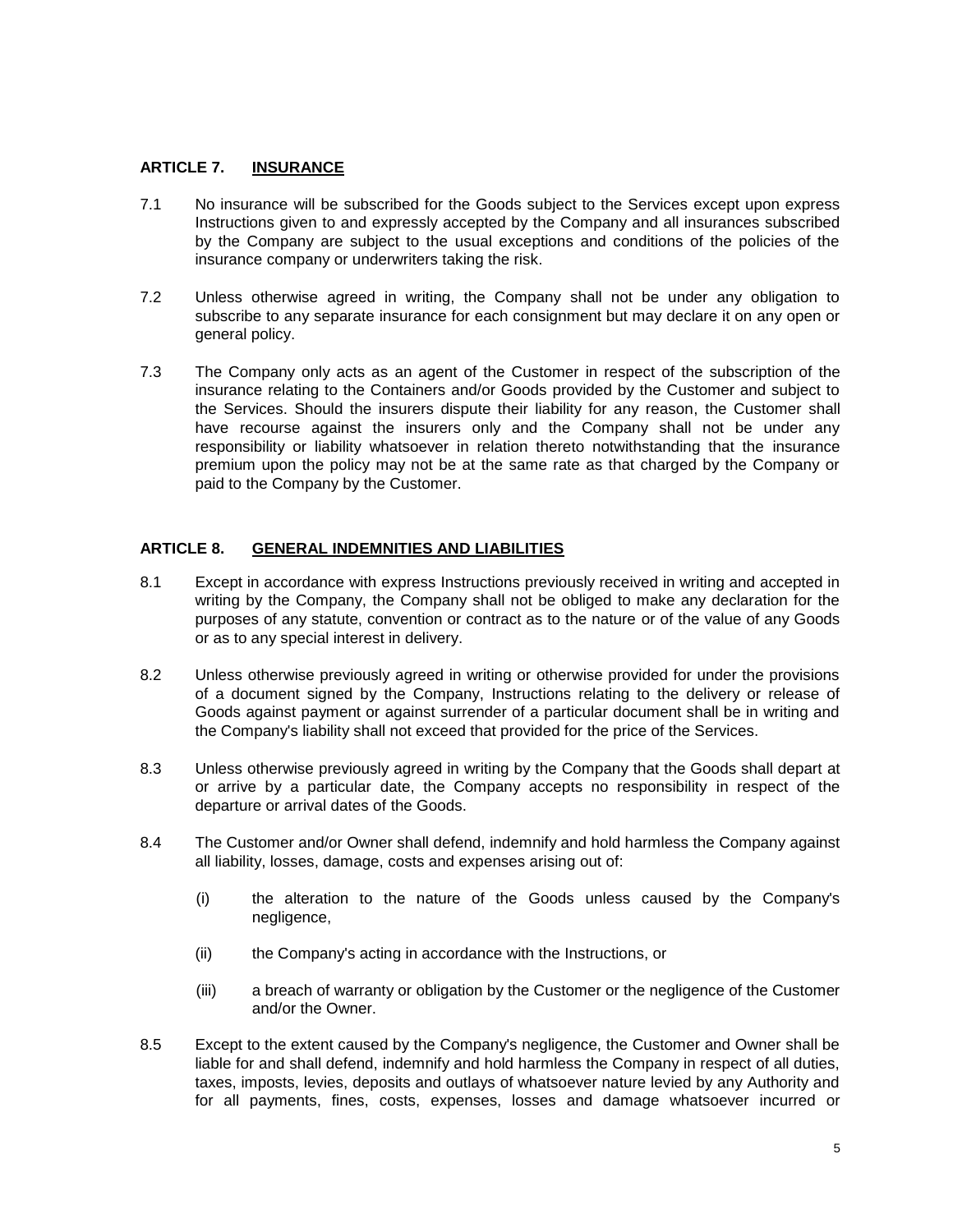## ARTICLE 7. <u>INSURANCE</u>

7.1 No insurance will be subscribed for the Goods subject to the Services except upon express Instructions given to and expressly accepted by the Company and all insurances subscribed by the Company are subject to the usual exceptions and conditions of the policies of the insurance company or underwriters taking the risk.

7.2 Unless otherwise agreed in writing, the Company shall not be under any obligation to subscribe to any separate insurance for each consignment but may declare it on any open or general policy.

7.3 The Company only acts as an agent of the Customer in respect of the subscription of the insurance relating to the Containers and/or Goods provided by the Customer and subject to the Services. Should the insurers dispute their liability for any reason, the Customer shall have recourse against the insurers only and the Company shall not be under any responsibility or liability whatsoever in relation thereto notwithstanding that the insurance premium upon the policy may not be at the same rate as that charged by the Company or paid to the Company by the Customer.

## ARTICLE 8. <u>GENERAL INDEMNITIES AND LIABILITIES</u>

8.1 Except in accordance with express Instructions previously received in writing and accepted in writing by the Company, the Company shall not be obliged to make any declaration for the purposes of any statute, convention or contract as to the nature or of the value of any Goods or as to any special interest in delivery.

8.2 Unless otherwise previously agreed in writing or otherwise provided for under the provisions of a document signed by the Company, Instructions relating to the delivery or release of Goods against payment or against surrender of a particular document shall be in writing and the Company's liability shall not exceed that provided for the price of the Services.

8.3 Unless otherwise previously agreed in writing by the Company that the Goods shall depart at or arrive by a particular date, the Company accepts no responsibility in respect of the departure or arrival dates of the Goods.

8.4 The Customer and/or Owner shall defend, indemnify and hold harmless the Company against all liability, losses, damage, costs and expenses arising out of:

(i) the alteration to the nature of the Goods unless caused by the Company's negligence,

(ii) the Company's acting in accordance with the Instructions, or

(iii) a breach of warranty or obligation by the Customer or the negligence of the Customer and/or the Owner.

8.5 Except to the extent caused by the Company's negligence, the Customer and Owner shall be liable for and shall defend, indemnify and hold harmless the Company in respect of all duties, taxes, imposts, levies, deposits and outlays of whatsoever nature levied by any Authority and for all payments, fines, costs, expenses, losses and damage whatsoever incurred or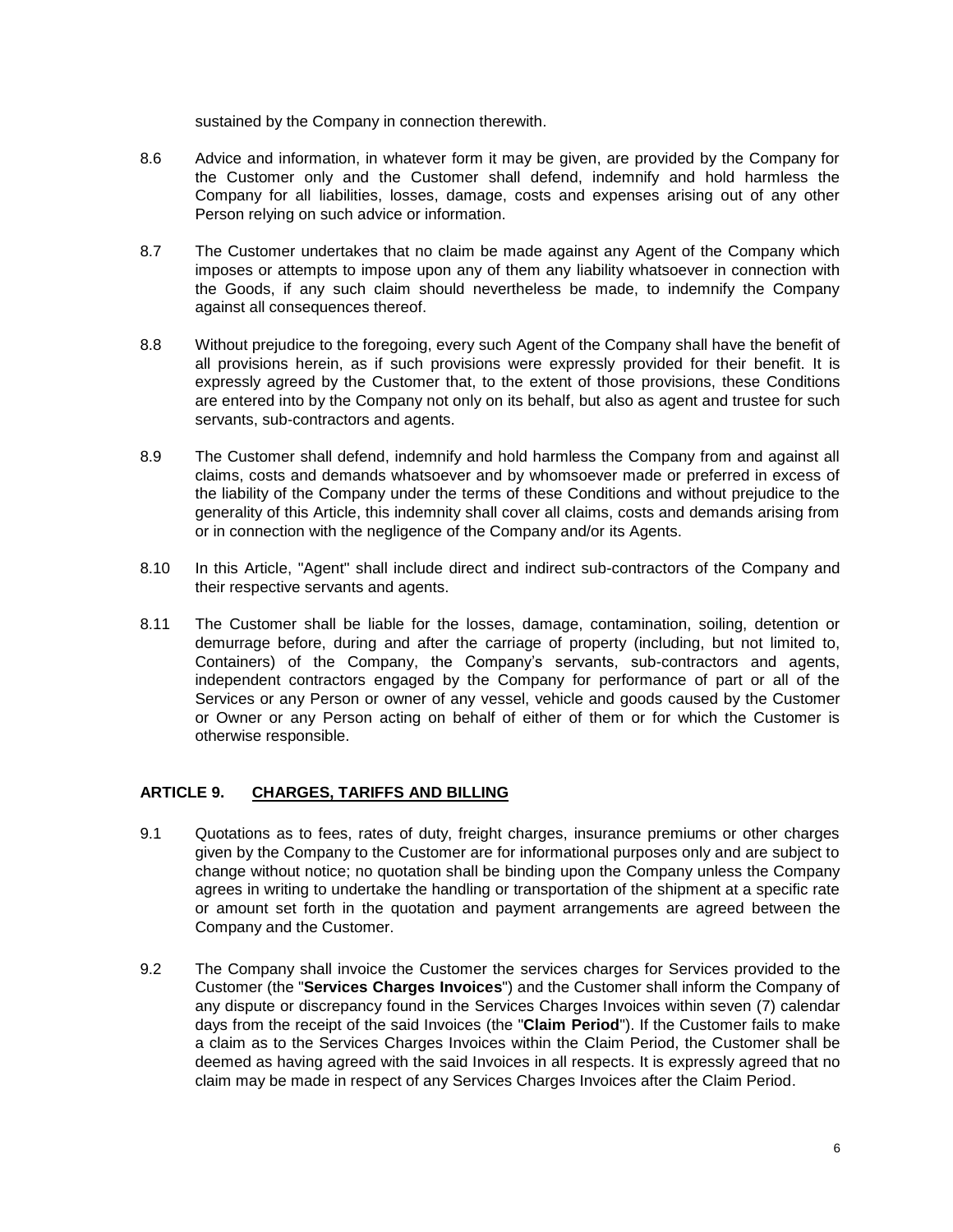sustained by the Company in connection therewith.

8.6 Advice and information, in whatever form it may be given, are provided by the Company for the Customer only and the Customer shall defend, indemnify and hold harmless the Company for all liabilities, losses, damage, costs and expenses arising out of any other Person relying on such advice or information.

8.7 The Customer undertakes that no claim be made against any Agent of the Company which imposes or attempts to impose upon any of them any liability whatsoever in connection with the Goods, if any such claim should nevertheless be made, to indemnify the Company against all consequences thereof.

8.8 Without prejudice to the foregoing, every such Agent of the Company shall have the benefit of all provisions herein, as if such provisions were expressly provided for their benefit. It is expressly agreed by the Customer that, to the extent of those provisions, these Conditions are entered into by the Company not only on its behalf, but also as agent and trustee for such servants, sub-contractors and agents.

8.9 The Customer shall defend, indemnify and hold harmless the Company from and against all claims, costs and demands whatsoever and by whomsoever made or preferred in excess of the liability of the Company under the terms of these Conditions and without prejudice to the generality of this Article, this indemnity shall cover all claims, costs and demands arising from or in connection with the negligence of the Company and/or its Agents.

8.10 In this Article, "Agent" shall include direct and indirect sub-contractors of the Company and their respective servants and agents.

8.11 The Customer shall be liable for the losses, damage, contamination, soiling, detention or demurrage before, during and after the carriage of property (including, but not limited to, Containers) of the Company, the Company's servants, sub-contractors and agents, independent contractors engaged by the Company for performance of part or all of the Services or any Person or owner of any vessel, vehicle and goods caused by the Customer or Owner or any Person acting on behalf of either of them or for which the Customer is otherwise responsible.

## ARTICLE 9. CHARGES, TARIFFS AND BILLING

9.1 Quotations as to fees, rates of duty, freight charges, insurance premiums or other charges given by the Company to the Customer are for informational purposes only and are subject to change without notice; no quotation shall be binding upon the Company unless the Company agrees in writing to undertake the handling or transportation of the shipment at a specific rate or amount set forth in the quotation and payment arrangements are agreed between the Company and the Customer.

9.2 The Company shall invoice the Customer the services charges for Services provided to the Customer (the "**Services Charges Invoices**") and the Customer shall inform the Company of any dispute or discrepancy found in the Services Charges Invoices within seven (7) calendar days from the receipt of the said Invoices (the "**Claim Period**"). If the Customer fails to make a claim as to the Services Charges Invoices within the Claim Period, the Customer shall be deemed as having agreed with the said Invoices in all respects. It is expressly agreed that no claim may be made in respect of any Services Charges Invoices after the Claim Period.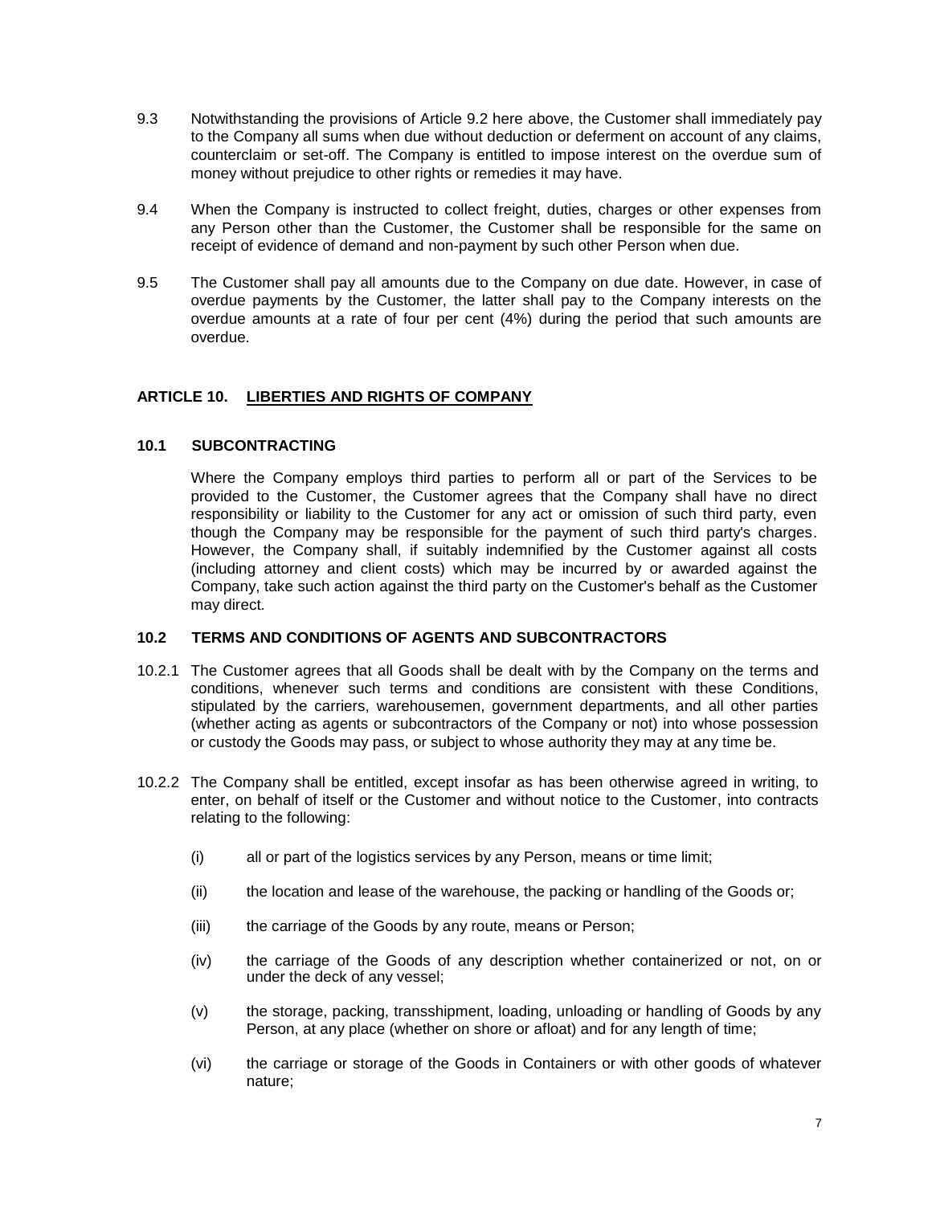9.3 Notwithstanding the provisions of Article 9.2 here above, the Customer shall immediately pay to the Company all sums when due without deduction or deferment on account of any claims, counterclaim or set-off. The Company is entitled to impose interest on the overdue sum of money without prejudice to other rights or remedies it may have.

9.4 When the Company is instructed to collect freight, duties, charges or other expenses from any Person other than the Customer, the Customer shall be responsible for the same on receipt of evidence of demand and non-payment by such other Person when due.

9.5 The Customer shall pay all amounts due to the Company on due date. However, in case of overdue payments by the Customer, the latter shall pay to the Company interests on the overdue amounts at a rate of four per cent (4%) during the period that such amounts are overdue.

## ARTICLE 10. LIBERTIES AND RIGHTS OF COMPANY

### 10.1 SUBCONTRACTING

Where the Company employs third parties to perform all or part of the Services to be provided to the Customer, the Customer agrees that the Company shall have no direct responsibility or liability to the Customer for any act or omission of such third party, even though the Company may be responsible for the payment of such third party's charges. However, the Company shall, if suitably indemnified by the Customer against all costs (including attorney and client costs) which may be incurred by or awarded against the Company, take such action against the third party on the Customer's behalf as the Customer may direct.

### 10.2 TERMS AND CONDITIONS OF AGENTS AND SUBCONTRACTORS

10.2.1 The Customer agrees that all Goods shall be dealt with by the Company on the terms and conditions, whenever such terms and conditions are consistent with these Conditions, stipulated by the carriers, warehousemen, government departments, and all other parties (whether acting as agents or subcontractors of the Company or not) into whose possession or custody the Goods may pass, or subject to whose authority they may at any time be.

10.2.2 The Company shall be entitled, except insofar as has been otherwise agreed in writing, to enter, on behalf of itself or the Customer and without notice to the Customer, into contracts relating to the following:

(i) all or part of the logistics services by any Person, means or time limit;

(ii) the location and lease of the warehouse, the packing or handling of the Goods or;

(iii) the carriage of the Goods by any route, means or Person;

(iv) the carriage of the Goods of any description whether containerized or not, on or under the deck of any vessel;

(v) the storage, packing, transshipment, loading, unloading or handling of Goods by any Person, at any place (whether on shore or afloat) and for any length of time;

(vi) the carriage or storage of the Goods in Containers or with other goods of whatever nature;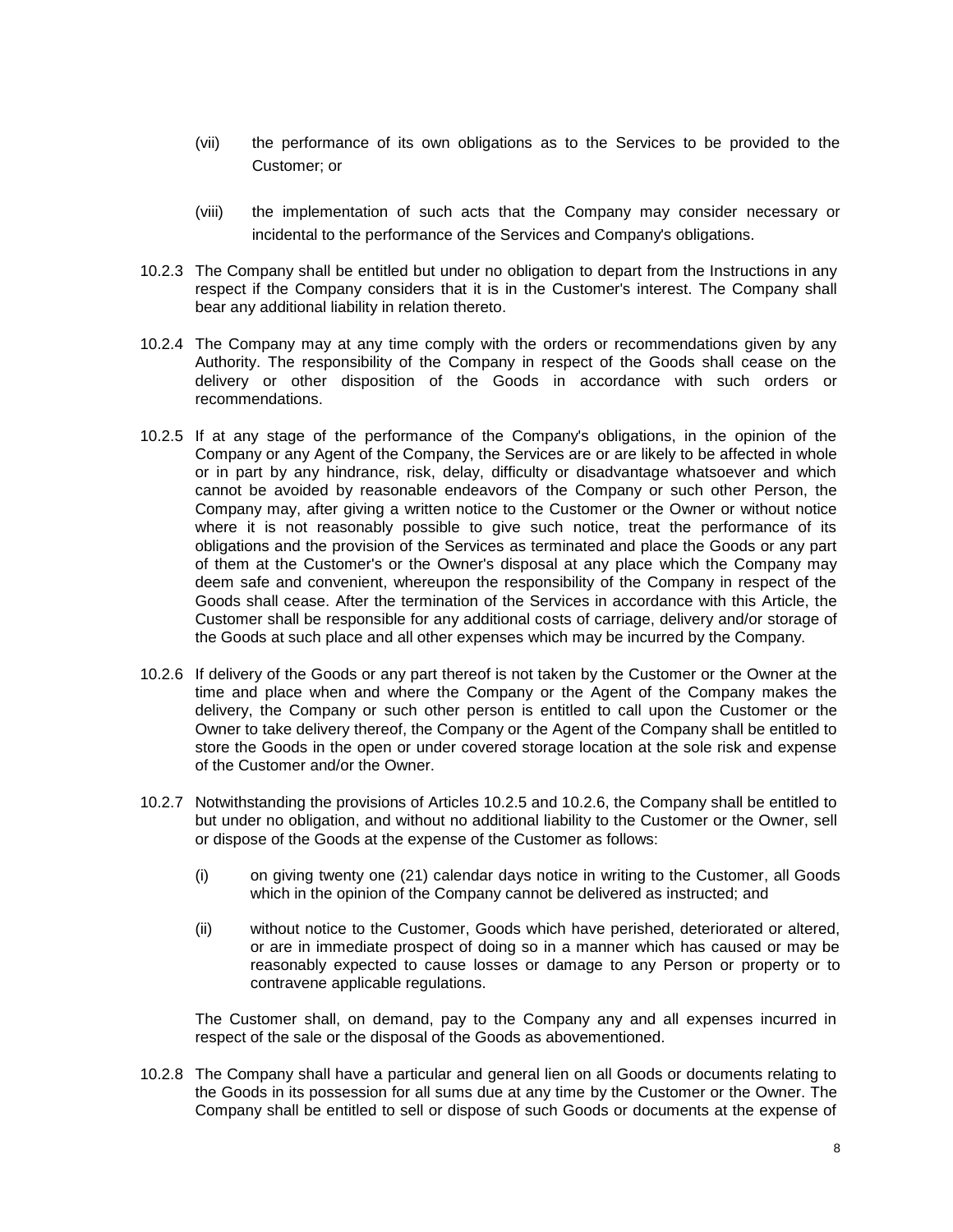(vii) the performance of its own obligations as to the Services to be provided to the Customer; or

(viii) the implementation of such acts that the Company may consider necessary or incidental to the performance of the Services and Company's obligations.

10.2.3 The Company shall be entitled but under no obligation to depart from the Instructions in any respect if the Company considers that it is in the Customer's interest. The Company shall bear any additional liability in relation thereto.

10.2.4 The Company may at any time comply with the orders or recommendations given by any Authority. The responsibility of the Company in respect of the Goods shall cease on the delivery or other disposition of the Goods in accordance with such orders or recommendations.

10.2.5 If at any stage of the performance of the Company's obligations, in the opinion of the Company or any Agent of the Company, the Services are or are likely to be affected in whole or in part by any hindrance, risk, delay, difficulty or disadvantage whatsoever and which cannot be avoided by reasonable endeavors of the Company or such other Person, the Company may, after giving a written notice to the Customer or the Owner or without notice where it is not reasonably possible to give such notice, treat the performance of its obligations and the provision of the Services as terminated and place the Goods or any part of them at the Customer's or the Owner's disposal at any place which the Company may deem safe and convenient, whereupon the responsibility of the Company in respect of the Goods shall cease. After the termination of the Services in accordance with this Article, the Customer shall be responsible for any additional costs of carriage, delivery and/or storage of the Goods at such place and all other expenses which may be incurred by the Company.

10.2.6 If delivery of the Goods or any part thereof is not taken by the Customer or the Owner at the time and place when and where the Company or the Agent of the Company makes the delivery, the Company or such other person is entitled to call upon the Customer or the Owner to take delivery thereof, the Company or the Agent of the Company shall be entitled to store the Goods in the open or under covered storage location at the sole risk and expense of the Customer and/or the Owner.

10.2.7 Notwithstanding the provisions of Articles 10.2.5 and 10.2.6, the Company shall be entitled to but under no obligation, and without no additional liability to the Customer or the Owner, sell or dispose of the Goods at the expense of the Customer as follows:

(i) on giving twenty one (21) calendar days notice in writing to the Customer, all Goods which in the opinion of the Company cannot be delivered as instructed; and

(ii) without notice to the Customer, Goods which have perished, deteriorated or altered, or are in immediate prospect of doing so in a manner which has caused or may be reasonably expected to cause losses or damage to any Person or property or to contravene applicable regulations.

The Customer shall, on demand, pay to the Company any and all expenses incurred in respect of the sale or the disposal of the Goods as abovementioned.

10.2.8 The Company shall have a particular and general lien on all Goods or documents relating to the Goods in its possession for all sums due at any time by the Customer or the Owner. The Company shall be entitled to sell or dispose of such Goods or documents at the expense of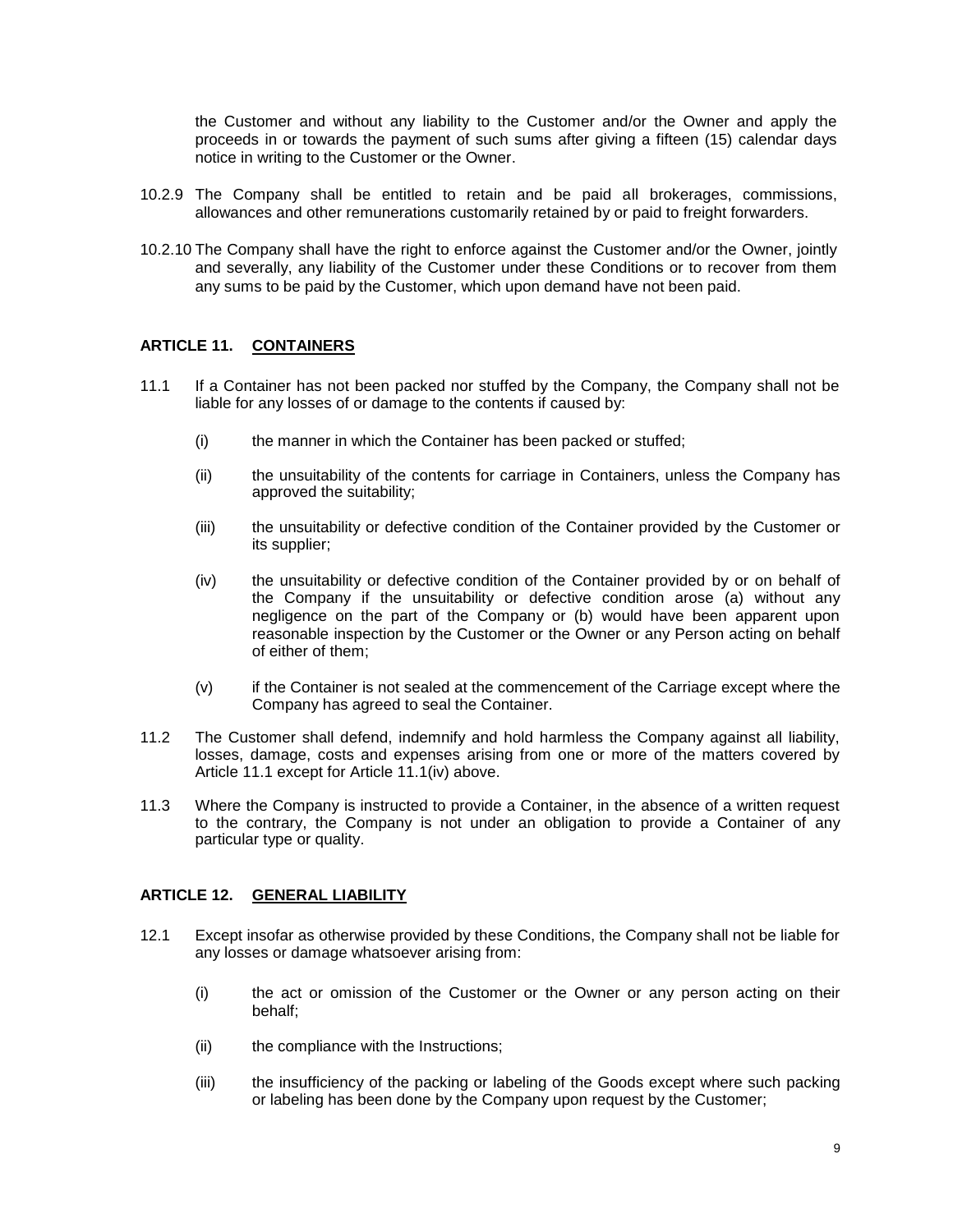the Customer and without any liability to the Customer and/or the Owner and apply the proceeds in or towards the payment of such sums after giving a fifteen (15) calendar days notice in writing to the Customer or the Owner.

10.2.9 The Company shall be entitled to retain and be paid all brokerages, commissions, allowances and other remunerations customarily retained by or paid to freight forwarders.

10.2.10 The Company shall have the right to enforce against the Customer and/or the Owner, jointly and severally, any liability of the Customer under these Conditions or to recover from them any sums to be paid by the Customer, which upon demand have not been paid.

## ARTICLE 11. <u>CONTAINERS</u>

11.1 If a Container has not been packed nor stuffed by the Company, the Company shall not be liable for any losses of or damage to the contents if caused by:

(i) the manner in which the Container has been packed or stuffed;

(ii) the unsuitability of the contents for carriage in Containers, unless the Company has approved the suitability;

(iii) the unsuitability or defective condition of the Container provided by the Customer or its supplier;

(iv) the unsuitability or defective condition of the Container provided by or on behalf of the Company if the unsuitability or defective condition arose (a) without any negligence on the part of the Company or (b) would have been apparent upon reasonable inspection by the Customer or the Owner or any Person acting on behalf of either of them;

(v) if the Container is not sealed at the commencement of the Carriage except where the Company has agreed to seal the Container.

11.2 The Customer shall defend, indemnify and hold harmless the Company against all liability, losses, damage, costs and expenses arising from one or more of the matters covered by Article 11.1 except for Article 11.1(iv) above.

11.3 Where the Company is instructed to provide a Container, in the absence of a written request to the contrary, the Company is not under an obligation to provide a Container of any particular type or quality.

## ARTICLE 12. <u>GENERAL LIABILITY</u>

12.1 Except insofar as otherwise provided by these Conditions, the Company shall not be liable for any losses or damage whatsoever arising from:

(i) the act or omission of the Customer or the Owner or any person acting on their behalf;

(ii) the compliance with the Instructions;

(iii) the insufficiency of the packing or labeling of the Goods except where such packing or labeling has been done by the Company upon request by the Customer;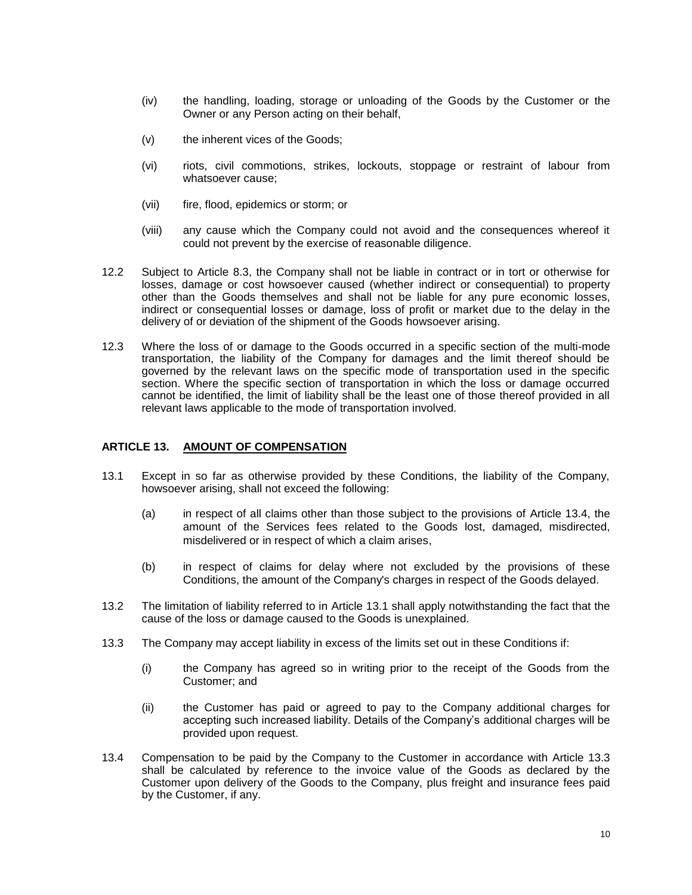(iv) the handling, loading, storage or unloading of the Goods by the Customer or the Owner or any Person acting on their behalf,

(v) the inherent vices of the Goods;

(vi) riots, civil commotions, strikes, lockouts, stoppage or restraint of labour from whatsoever cause;

(vii) fire, flood, epidemics or storm; or

(viii) any cause which the Company could not avoid and the consequences whereof it could not prevent by the exercise of reasonable diligence.

12.2 Subject to Article 8.3, the Company shall not be liable in contract or in tort or otherwise for losses, damage or cost howsoever caused (whether indirect or consequential) to property other than the Goods themselves and shall not be liable for any pure economic losses, indirect or consequential losses or damage, loss of profit or market due to the delay in the delivery of or deviation of the shipment of the Goods howsoever arising.

12.3 Where the loss of or damage to the Goods occurred in a specific section of the multi-mode transportation, the liability of the Company for damages and the limit thereof should be governed by the relevant laws on the specific mode of transportation used in the specific section. Where the specific section of transportation in which the loss or damage occurred cannot be identified, the limit of liability shall be the least one of those thereof provided in all relevant laws applicable to the mode of transportation involved.

## ARTICLE 13. AMOUNT OF COMPENSATION

13.1 Except in so far as otherwise provided by these Conditions, the liability of the Company, howsoever arising, shall not exceed the following:

(a) in respect of all claims other than those subject to the provisions of Article 13.4, the amount of the Services fees related to the Goods lost, damaged, misdirected, misdelivered or in respect of which a claim arises,

(b) in respect of claims for delay where not excluded by the provisions of these Conditions, the amount of the Company's charges in respect of the Goods delayed.

13.2 The limitation of liability referred to in Article 13.1 shall apply notwithstanding the fact that the cause of the loss or damage caused to the Goods is unexplained.

13.3 The Company may accept liability in excess of the limits set out in these Conditions if:

(i) the Company has agreed so in writing prior to the receipt of the Goods from the Customer; and

(ii) the Customer has paid or agreed to pay to the Company additional charges for accepting such increased liability. Details of the Company's additional charges will be provided upon request.

13.4 Compensation to be paid by the Company to the Customer in accordance with Article 13.3 shall be calculated by reference to the invoice value of the Goods as declared by the Customer upon delivery of the Goods to the Company, plus freight and insurance fees paid by the Customer, if any.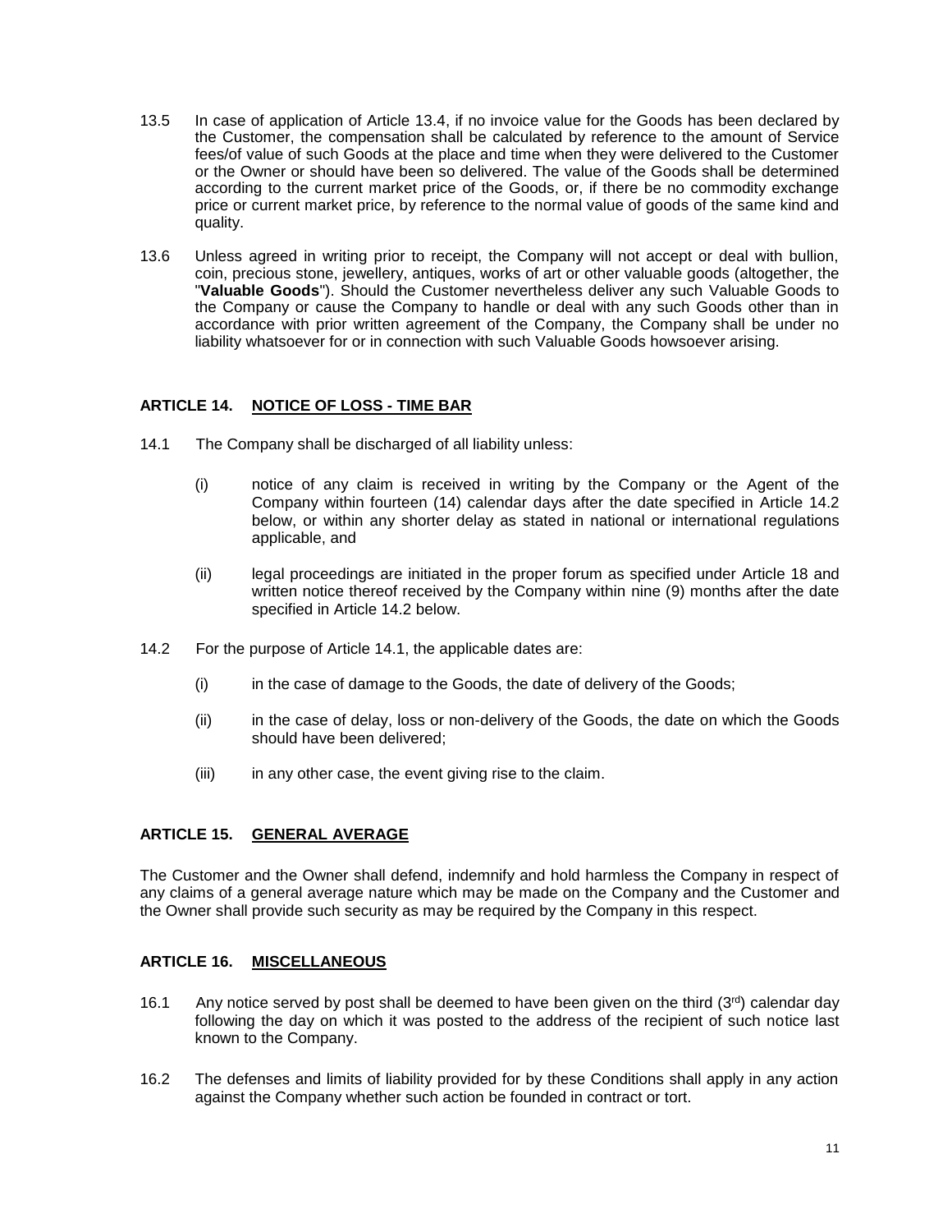13.5 In case of application of Article 13.4, if no invoice value for the Goods has been declared by the Customer, the compensation shall be calculated by reference to the amount of Service fees/of value of such Goods at the place and time when they were delivered to the Customer or the Owner or should have been so delivered. The value of the Goods shall be determined according to the current market price of the Goods, or, if there be no commodity exchange price or current market price, by reference to the normal value of goods of the same kind and quality.

13.6 Unless agreed in writing prior to receipt, the Company will not accept or deal with bullion, coin, precious stone, jewellery, antiques, works of art or other valuable goods (altogether, the "**Valuable Goods**"). Should the Customer nevertheless deliver any such Valuable Goods to the Company or cause the Company to handle or deal with any such Goods other than in accordance with prior written agreement of the Company, the Company shall be under no liability whatsoever for or in connection with such Valuable Goods howsoever arising.

## ARTICLE 14. NOTICE OF LOSS - TIME BAR

14.1 The Company shall be discharged of all liability unless:

(i) notice of any claim is received in writing by the Company or the Agent of the Company within fourteen (14) calendar days after the date specified in Article 14.2 below, or within any shorter delay as stated in national or international regulations applicable, and

(ii) legal proceedings are initiated in the proper forum as specified under Article 18 and written notice thereof received by the Company within nine (9) months after the date specified in Article 14.2 below.

14.2 For the purpose of Article 14.1, the applicable dates are:

(i) in the case of damage to the Goods, the date of delivery of the Goods;

(ii) in the case of delay, loss or non-delivery of the Goods, the date on which the Goods should have been delivered;

(iii) in any other case, the event giving rise to the claim.

## ARTICLE 15. GENERAL AVERAGE

The Customer and the Owner shall defend, indemnify and hold harmless the Company in respect of any claims of a general average nature which may be made on the Company and the Customer and the Owner shall provide such security as may be required by the Company in this respect.

## ARTICLE 16. MISCELLANEOUS

16.1 Any notice served by post shall be deemed to have been given on the third (3rd) calendar day following the day on which it was posted to the address of the recipient of such notice last known to the Company.

16.2 The defenses and limits of liability provided for by these Conditions shall apply in any action against the Company whether such action be founded in contract or tort.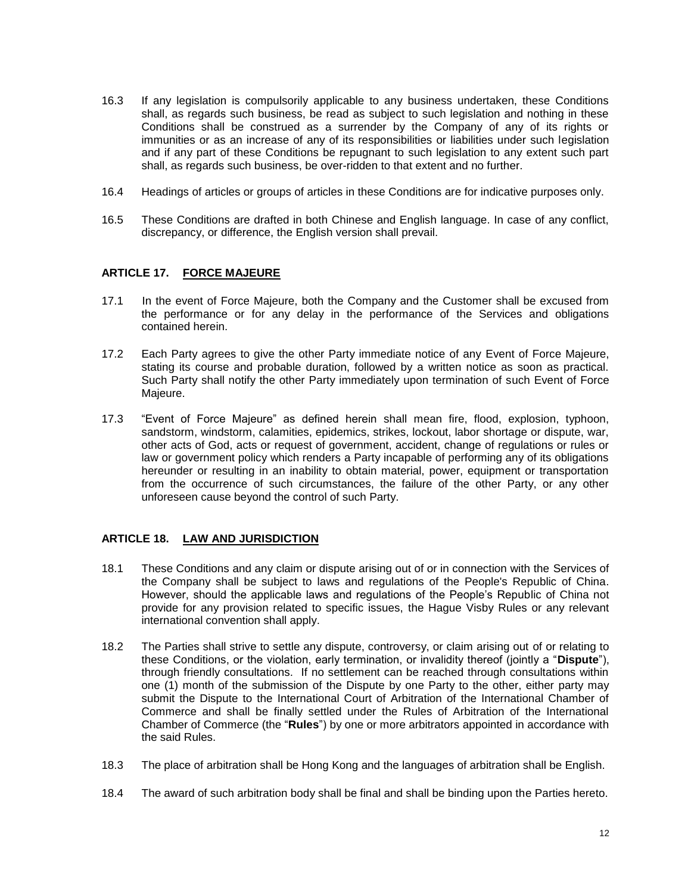16.3 If any legislation is compulsorily applicable to any business undertaken, these Conditions shall, as regards such business, be read as subject to such legislation and nothing in these Conditions shall be construed as a surrender by the Company of any of its rights or immunities or as an increase of any of its responsibilities or liabilities under such legislation and if any part of these Conditions be repugnant to such legislation to any extent such part shall, as regards such business, be over-ridden to that extent and no further.

16.4 Headings of articles or groups of articles in these Conditions are for indicative purposes only.

16.5 These Conditions are drafted in both Chinese and English language. In case of any conflict, discrepancy, or difference, the English version shall prevail.

## ARTICLE 17. <u>FORCE MAJEURE</u>

17.1 In the event of Force Majeure, both the Company and the Customer shall be excused from the performance or for any delay in the performance of the Services and obligations contained herein.

17.2 Each Party agrees to give the other Party immediate notice of any Event of Force Majeure, stating its course and probable duration, followed by a written notice as soon as practical. Such Party shall notify the other Party immediately upon termination of such Event of Force Majeure.

17.3 "Event of Force Majeure" as defined herein shall mean fire, flood, explosion, typhoon, sandstorm, windstorm, calamities, epidemics, strikes, lockout, labor shortage or dispute, war, other acts of God, acts or request of government, accident, change of regulations or rules or law or government policy which renders a Party incapable of performing any of its obligations hereunder or resulting in an inability to obtain material, power, equipment or transportation from the occurrence of such circumstances, the failure of the other Party, or any other unforeseen cause beyond the control of such Party.

## ARTICLE 18. <u>LAW AND JURISDICTION</u>

18.1 These Conditions and any claim or dispute arising out of or in connection with the Services of the Company shall be subject to laws and regulations of the People's Republic of China. However, should the applicable laws and regulations of the People's Republic of China not provide for any provision related to specific issues, the Hague Visby Rules or any relevant international convention shall apply.

18.2 The Parties shall strive to settle any dispute, controversy, or claim arising out of or relating to these Conditions, or the violation, early termination, or invalidity thereof (jointly a "**Dispute**"), through friendly consultations. If no settlement can be reached through consultations within one (1) month of the submission of the Dispute by one Party to the other, either party may submit the Dispute to the International Court of Arbitration of the International Chamber of Commerce and shall be finally settled under the Rules of Arbitration of the International Chamber of Commerce (the "**Rules**") by one or more arbitrators appointed in accordance with the said Rules.

18.3 The place of arbitration shall be Hong Kong and the languages of arbitration shall be English.

18.4 The award of such arbitration body shall be final and shall be binding upon the Parties hereto.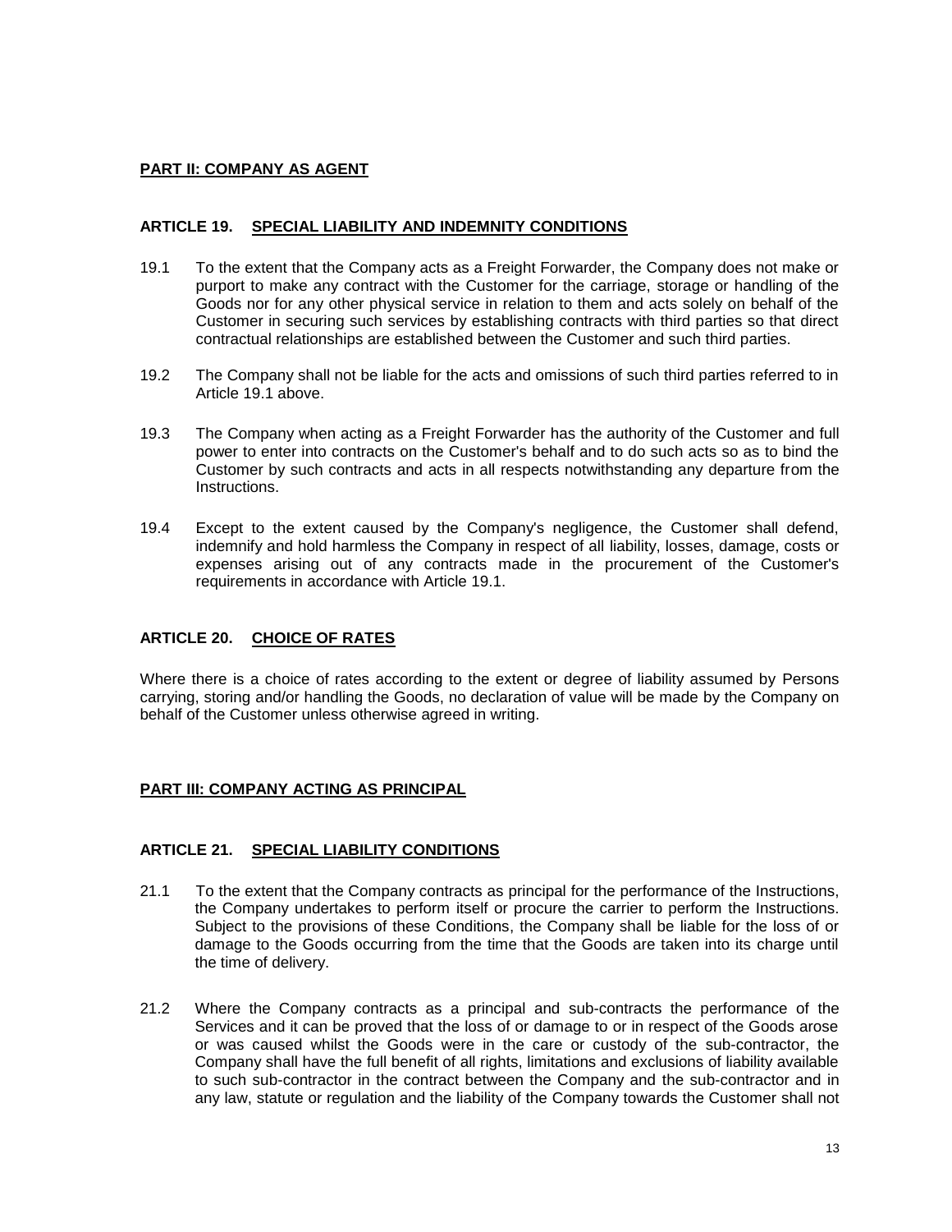## **PART II: COMPANY AS AGENT**

### **ARTICLE 19. SPECIAL LIABILITY AND INDEMNITY CONDITIONS**

19.1 To the extent that the Company acts as a Freight Forwarder, the Company does not make or purport to make any contract with the Customer for the carriage, storage or handling of the Goods nor for any other physical service in relation to them and acts solely on behalf of the Customer in securing such services by establishing contracts with third parties so that direct contractual relationships are established between the Customer and such third parties.

19.2 The Company shall not be liable for the acts and omissions of such third parties referred to in Article 19.1 above.

19.3 The Company when acting as a Freight Forwarder has the authority of the Customer and full power to enter into contracts on the Customer's behalf and to do such acts so as to bind the Customer by such contracts and acts in all respects notwithstanding any departure from the Instructions.

19.4 Except to the extent caused by the Company's negligence, the Customer shall defend, indemnify and hold harmless the Company in respect of all liability, losses, damage, costs or expenses arising out of any contracts made in the procurement of the Customer's requirements in accordance with Article 19.1.

### **ARTICLE 20. CHOICE OF RATES**

Where there is a choice of rates according to the extent or degree of liability assumed by Persons carrying, storing and/or handling the Goods, no declaration of value will be made by the Company on behalf of the Customer unless otherwise agreed in writing.

## **PART III: COMPANY ACTING AS PRINCIPAL**

### **ARTICLE 21. SPECIAL LIABILITY CONDITIONS**

21.1 To the extent that the Company contracts as principal for the performance of the Instructions, the Company undertakes to perform itself or procure the carrier to perform the Instructions. Subject to the provisions of these Conditions, the Company shall be liable for the loss of or damage to the Goods occurring from the time that the Goods are taken into its charge until the time of delivery.

21.2 Where the Company contracts as a principal and sub-contracts the performance of the Services and it can be proved that the loss of or damage to or in respect of the Goods arose or was caused whilst the Goods were in the care or custody of the sub-contractor, the Company shall have the full benefit of all rights, limitations and exclusions of liability available to such sub-contractor in the contract between the Company and the sub-contractor and in any law, statute or regulation and the liability of the Company towards the Customer shall not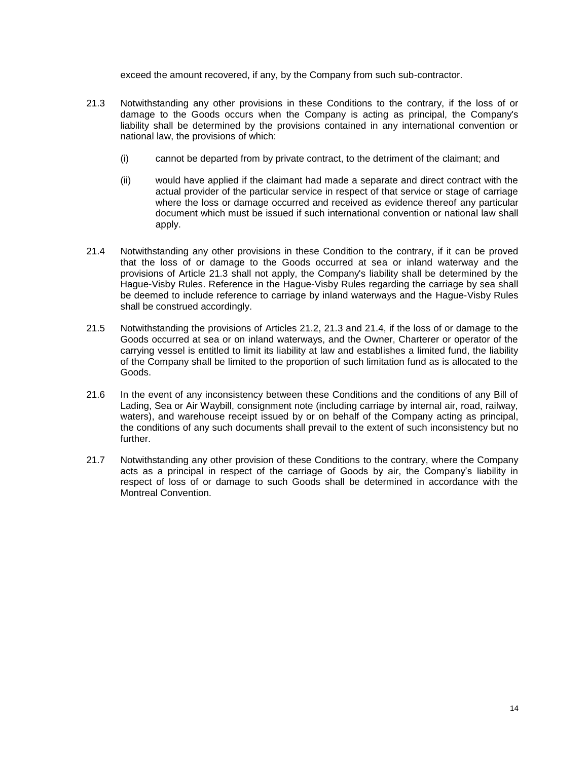exceed the amount recovered, if any, by the Company from such sub-contractor.

21.3 Notwithstanding any other provisions in these Conditions to the contrary, if the loss of or damage to the Goods occurs when the Company is acting as principal, the Company's liability shall be determined by the provisions contained in any international convention or national law, the provisions of which:

(i) cannot be departed from by private contract, to the detriment of the claimant; and

(ii) would have applied if the claimant had made a separate and direct contract with the actual provider of the particular service in respect of that service or stage of carriage where the loss or damage occurred and received as evidence thereof any particular document which must be issued if such international convention or national law shall apply.

21.4 Notwithstanding any other provisions in these Condition to the contrary, if it can be proved that the loss of or damage to the Goods occurred at sea or inland waterway and the provisions of Article 21.3 shall not apply, the Company's liability shall be determined by the Hague-Visby Rules. Reference in the Hague-Visby Rules regarding the carriage by sea shall be deemed to include reference to carriage by inland waterways and the Hague-Visby Rules shall be construed accordingly.

21.5 Notwithstanding the provisions of Articles 21.2, 21.3 and 21.4, if the loss of or damage to the Goods occurred at sea or on inland waterways, and the Owner, Charterer or operator of the carrying vessel is entitled to limit its liability at law and establishes a limited fund, the liability of the Company shall be limited to the proportion of such limitation fund as is allocated to the Goods.

21.6 In the event of any inconsistency between these Conditions and the conditions of any Bill of Lading, Sea or Air Waybill, consignment note (including carriage by internal air, road, railway, waters), and warehouse receipt issued by or on behalf of the Company acting as principal, the conditions of any such documents shall prevail to the extent of such inconsistency but no further.

21.7 Notwithstanding any other provision of these Conditions to the contrary, where the Company acts as a principal in respect of the carriage of Goods by air, the Company's liability in respect of loss of or damage to such Goods shall be determined in accordance with the Montreal Convention.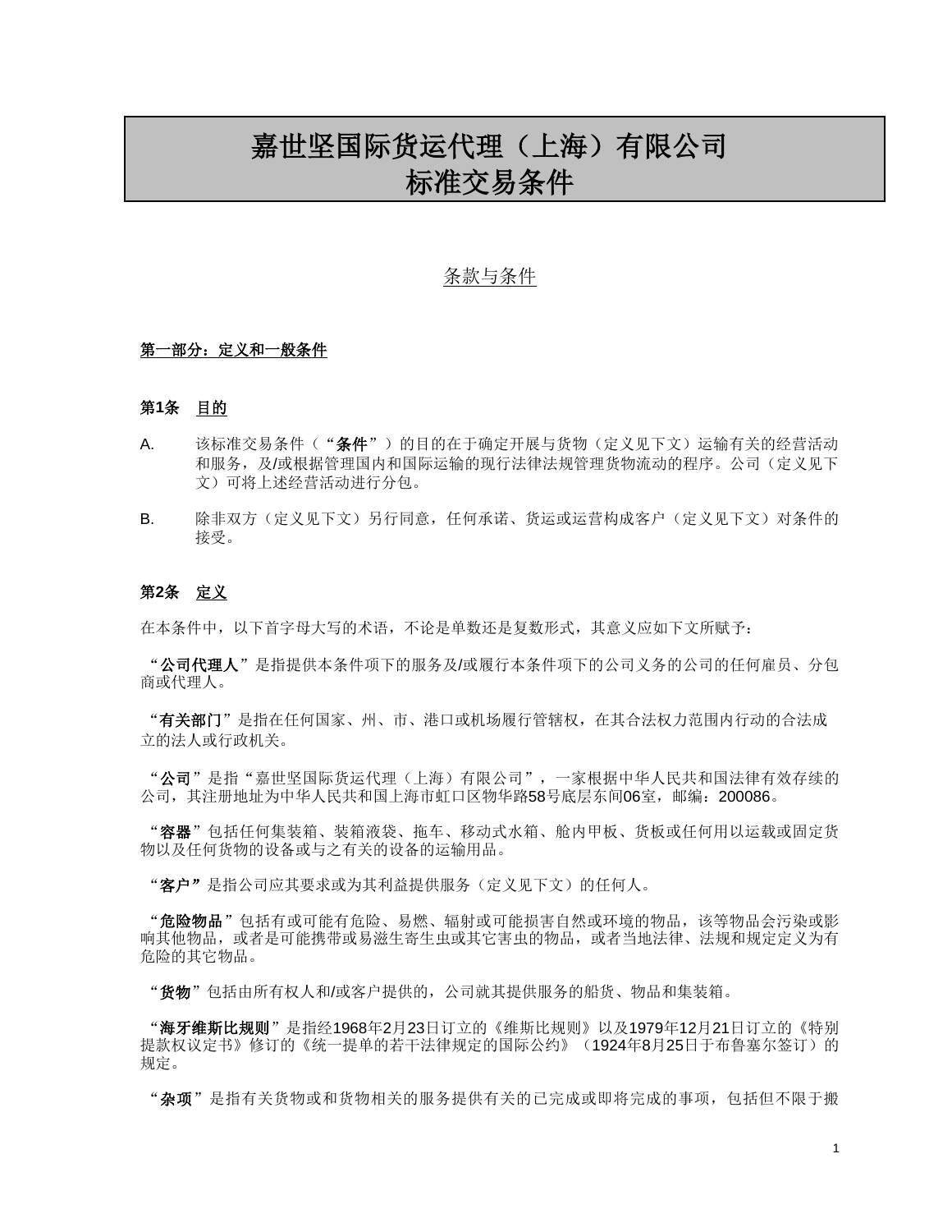# 嘉世坚国际货运代理（上海）有限公司
# 标准交易条件

## 条款与条件

### 第一部分：定义和一般条件

#### 第1条　目的

A.　该标准交易条件（“**条件**”）的目的在于确定开展与货物（定义见下文）运输有关的经营活动和服务，及/或根据管理国内和国际运输的现行法律法规管理货物流动的程序。公司（定义见下文）可将上述经营活动进行分包。

B.　除非双方（定义见下文）另行同意，任何承诺、货运或运营构成客户（定义见下文）对条件的接受。

#### 第2条　定义

在本条件中，以下首字母大写的术语，不论是单数还是复数形式，其意义应如下文所赋予：

“**公司代理人**”是指提供本条件项下的服务及/或履行本条件项下的公司义务的公司的任何雇员、分包商或代理人。

“**有关部门**”是指在任何国家、州、市、港口或机场履行管辖权，在其合法权力范围内行动的合法成立的法人或行政机关。

“**公司**”是指“嘉世坚国际货运代理（上海）有限公司”，一家根据中华人民共和国法律有效存续的公司，其注册地址为中华人民共和国上海市虹口区物华路58号底层东间06室，邮编：200086。

“**容器**”包括任何集装箱、装箱液袋、拖车、移动式水箱、舱内甲板、货板或任何用以运载或固定货物以及任何货物的设备或与之有关的设备的运输用品。

“**客户**”是指公司应其要求或为其利益提供服务（定义见下文）的任何人。

“**危险物品**”包括有或可能有危险、易燃、辐射或可能损害自然或环境的物品，该等物品会污染或影响其他物品，或者是可能携带或易滋生寄生虫或其它害虫的物品，或者当地法律、法规和规定定义为有危险的其它物品。

“**货物**”包括由所有权人和/或客户提供的，公司就其提供服务的船货、物品和集装箱。

“**海牙维斯比规则**”是指经1968年2月23日订立的《维斯比规则》以及1979年12月21日订立的《特别提款权议定书》修订的《统一提单的若干法律规定的国际公约》（1924年8月25日于布鲁塞尔签订）的规定。

“**杂项**”是指有关货物或和货物相关的服务提供有关的已完成或即将完成的事项，包括但不限于搬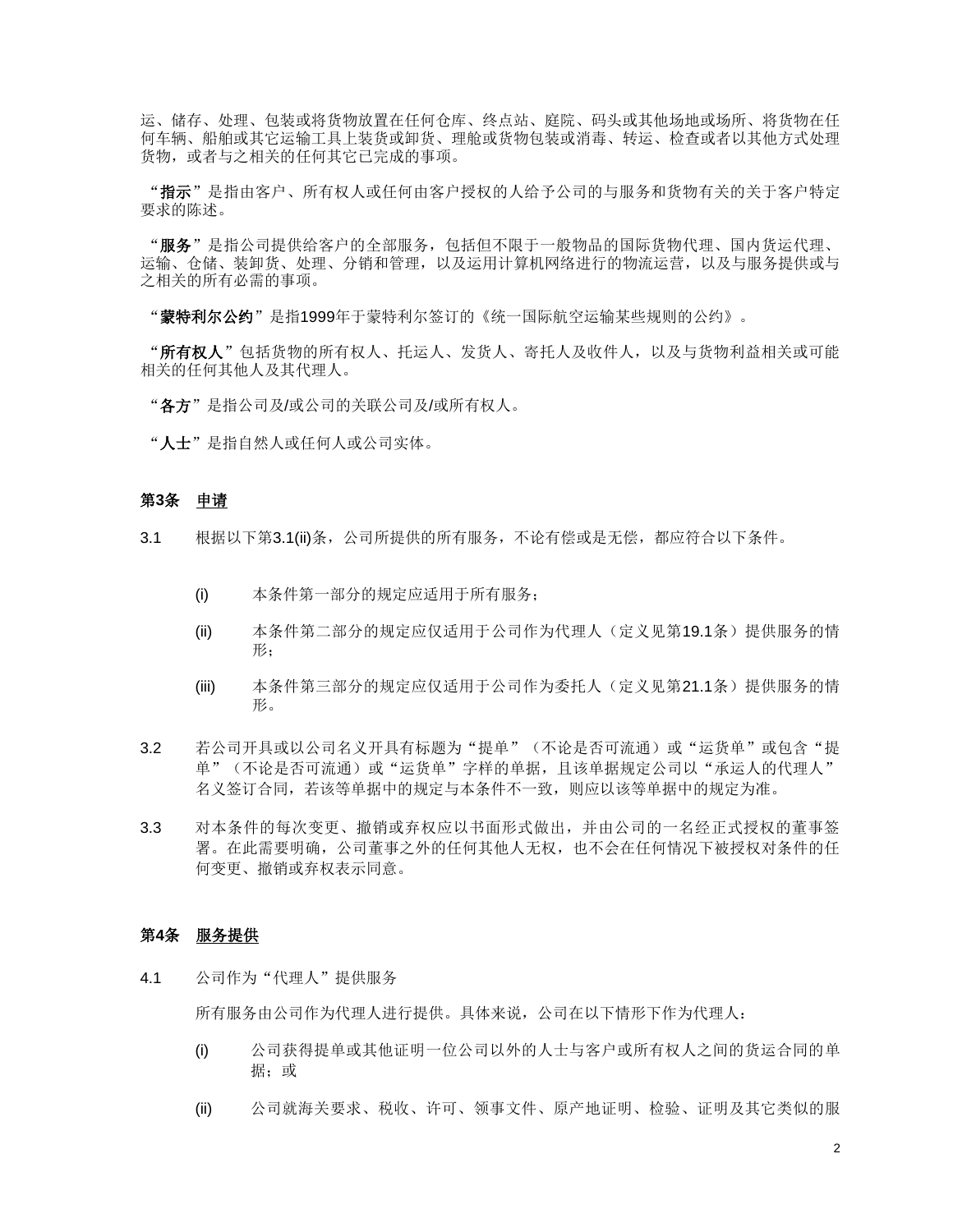运、储存、处理、包装或将货物放置在任何仓库、终点站、庭院、码头或其他场地或场所、将货物在任何车辆、船舶或其它运输工具上装货或卸货、理舱或货物包装或消毒、转运、检查或者以其他方式处理货物，或者与之相关的任何其它已完成的事项。

“**指示**”是指由客户、所有权人或任何由客户授权的人给予公司的与服务和货物有关的关于客户特定要求的陈述。

“**服务**”是指公司提供给客户的全部服务，包括但不限于一般物品的国际货物代理、国内货运代理、运输、仓储、装卸货、处理、分销和管理，以及运用计算机网络进行的物流运营，以及与服务提供或与之相关的所有必需的事项。

“**蒙特利尔公约**”是指1999年于蒙特利尔签订的《统一国际航空运输某些规则的公约》。

“**所有权人**”包括货物的所有权人、托运人、发货人、寄托人及收件人，以及与货物利益相关或可能相关的任何其他人及其代理人。

“**各方**”是指公司及/或公司的关联公司及/或所有权人。

“**人士**”是指自然人或任何人或公司实体。

## 第3条　申请

3.1　根据以下第3.1(ii)条，公司所提供的所有服务，不论有偿或是无偿，都应符合以下条件。

(i)　本条件第一部分的规定应适用于所有服务；

(ii)　本条件第二部分的规定应仅适用于公司作为代理人（定义见第19.1条）提供服务的情形；

(iii)　本条件第三部分的规定应仅适用于公司作为委托人（定义见第21.1条）提供服务的情形。

3.2　若公司开具或以公司名义开具有标题为“提单”（不论是否可流通）或“运货单”或包含“提单”（不论是否可流通）或“运货单”字样的单据，且该单据规定公司以“承运人的代理人”名义签订合同，若该等单据中的规定与本条件不一致，则应以该等单据中的规定为准。

3.3　对本条件的每次变更、撤销或弃权应以书面形式做出，并由公司的一名经正式授权的董事签署。在此需要明确，公司董事之外的任何其他人无权，也不会在任何情况下被授权对条件的任何变更、撤销或弃权表示同意。

## 第4条　服务提供

4.1　公司作为“代理人”提供服务

所有服务由公司作为代理人进行提供。具体来说，公司在以下情形下作为代理人：

(i)　公司获得提单或其他证明一位公司以外的人士与客户或所有权人之间的货运合同的单据；或

(ii)　公司就海关要求、税收、许可、领事文件、原产地证明、检验、证明及其它类似的服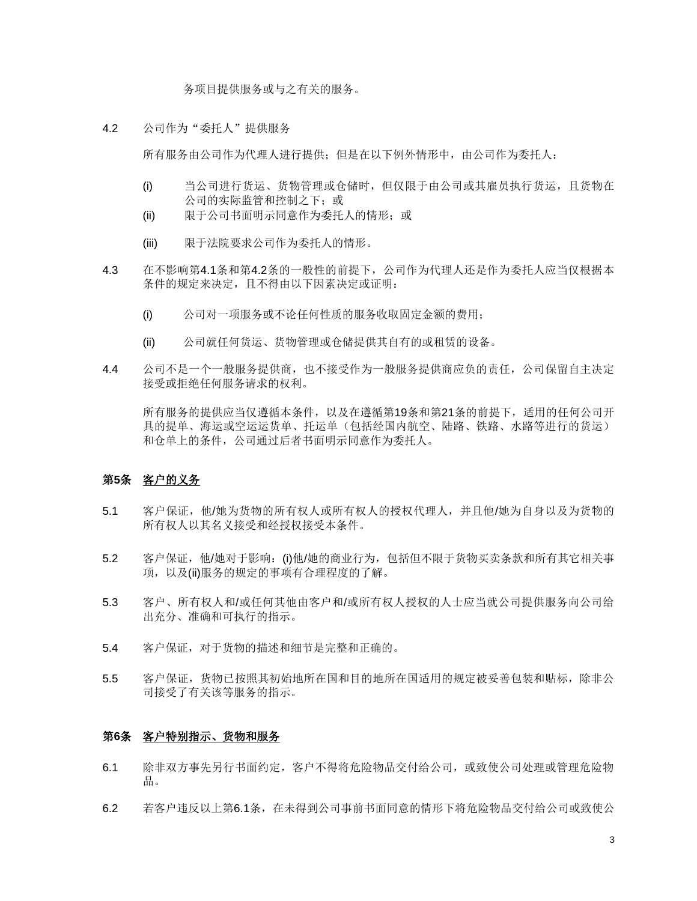务项目提供服务或与之有关的服务。

4.2 公司作为“委托人”提供服务

所有服务由公司作为代理人进行提供；但是在以下例外情形中，由公司作为委托人：

(i) 当公司进行货运、货物管理或仓储时，但仅限于由公司或其雇员执行货运，且货物在公司的实际监管和控制之下；或

(ii) 限于公司书面明示同意作为委托人的情形；或

(iii) 限于法院要求公司作为委托人的情形。

4.3 在不影响第4.1条和第4.2条的一般性的前提下，公司作为代理人还是作为委托人应当仅根据本条件的规定来决定，且不得由以下因素决定或证明：

(i) 公司对一项服务或不论任何性质的服务收取固定金额的费用；

(ii) 公司就任何货运、货物管理或仓储提供其自有的或租赁的设备。

4.4 公司不是一个一般服务提供商，也不接受作为一般服务提供商应负的责任，公司保留自主决定接受或拒绝任何服务请求的权利。

所有服务的提供应当仅遵循本条件，以及在遵循第19条和第21条的前提下，适用的任何公司开具的提单、海运或空运运货单、托运单（包括经国内航空、陆路、铁路、水路等进行的货运）和仓单上的条件，公司通过后者书面明示同意作为委托人。

## 第5条 客户的义务

5.1 客户保证，他/她为货物的所有权人或所有权人的授权代理人，并且他/她为自身以及为货物的所有权人以其名义接受和经授权接受本条件。

5.2 客户保证，他/她对于影响：(i)他/她的商业行为，包括但不限于货物买卖条款和所有其它相关事项，以及(ii)服务的规定的事项有合理程度的了解。

5.3 客户、所有权人和/或任何其他由客户和/或所有权人授权的人士应当就公司提供服务向公司给出充分、准确和可执行的指示。

5.4 客户保证，对于货物的描述和细节是完整和正确的。

5.5 客户保证，货物已按照其初始地所在国和目的地所在国适用的规定被妥善包装和贴标，除非公司接受了有关该等服务的指示。

## 第6条 客户特别指示、货物和服务

6.1 除非双方事先另行书面约定，客户不得将危险物品交付给公司，或致使公司处理或管理危险物品。

6.2 若客户违反以上第6.1条，在未得到公司事前书面同意的情形下将危险物品交付给公司或致使公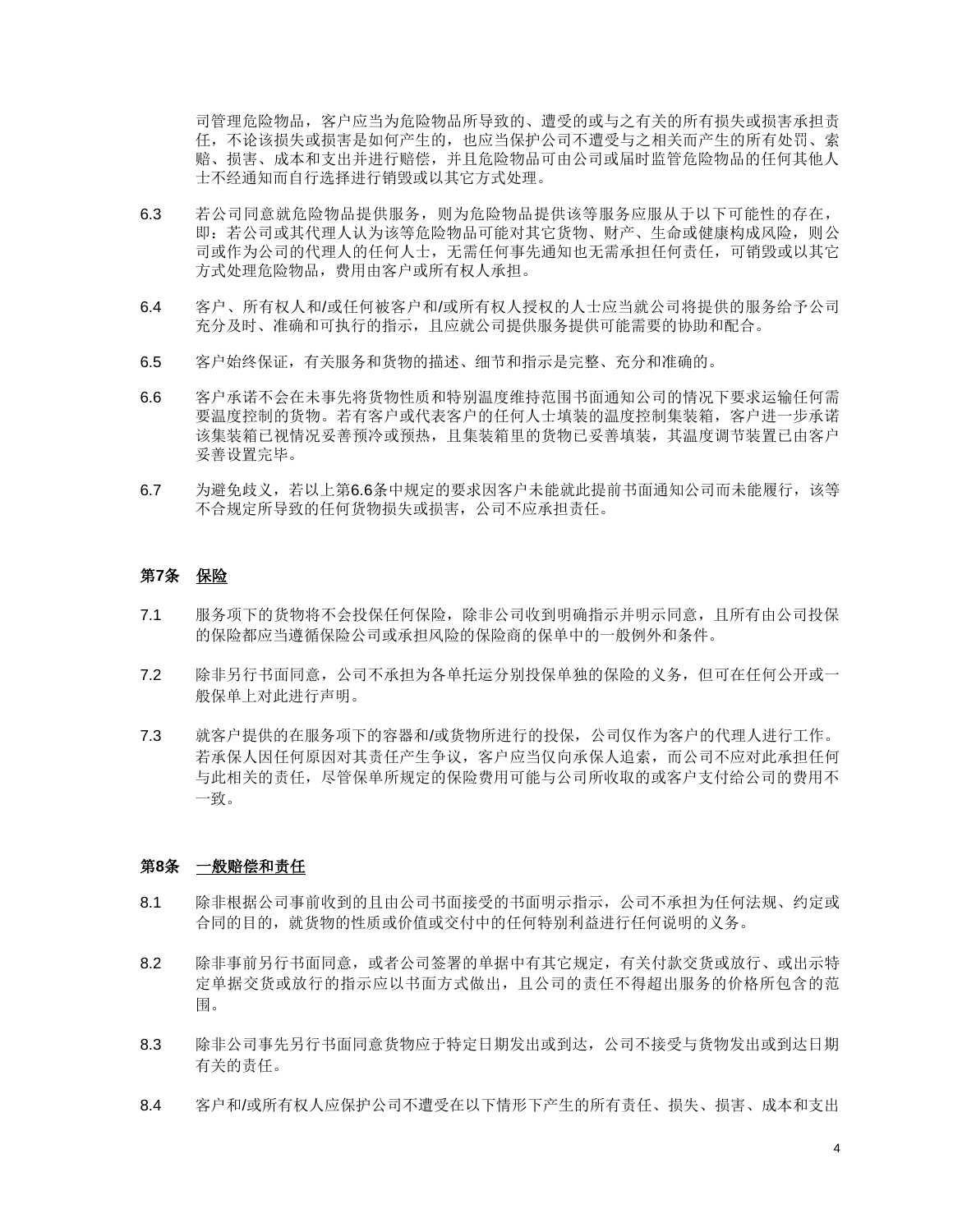司管理危险物品，客户应当为危险物品所导致的、遭受的或与之有关的所有损失或损害承担责任，不论该损失或损害是如何产生的，也应当保护公司不遭受与之相关而产生的所有处罚、索赔、损害、成本和支出并进行赔偿，并且危险物品可由公司或届时监管危险物品的任何其他人士不经通知而自行选择进行销毁或以其它方式处理。

6.3 若公司同意就危险物品提供服务，则为危险物品提供该等服务应服从于以下可能性的存在，即：若公司或其代理人认为该等危险物品可能对其它货物、财产、生命或健康构成风险，则公司或作为公司的代理人的任何人士，无需任何事先通知也无需承担任何责任，可销毁或以其它方式处理危险物品，费用由客户或所有权人承担。

6.4 客户、所有权人和/或任何被客户和/或所有权人授权的人士应当就公司将提供的服务给予公司充分及时、准确和可执行的指示，且应就公司提供服务提供可能需要的协助和配合。

6.5 客户始终保证，有关服务和货物的描述、细节和指示是完整、充分和准确的。

6.6 客户承诺不会在未事先将货物性质和特别温度维持范围书面通知公司的情况下要求运输任何需要温度控制的货物。若有客户或代表客户的任何人士填装的温度控制集装箱，客户进一步承诺该集装箱已视情况妥善预冷或预热，且集装箱里的货物已妥善填装，其温度调节装置已由客户妥善设置完毕。

6.7 为避免歧义，若以上第6.6条中规定的要求因客户未能就此提前书面通知公司而未能履行，该等不合规定所导致的任何货物损失或损害，公司不应承担责任。

## 第7条 保险

7.1 服务项下的货物将不会投保任何保险，除非公司收到明确指示并明示同意，且所有由公司投保的保险都应当遵循保险公司或承担风险的保险商的保单中的一般例外和条件。

7.2 除非另行书面同意，公司不承担为各单托运分别投保单独的保险的义务，但可在任何公开或一般保单上对此进行声明。

7.3 就客户提供的在服务项下的容器和/或货物所进行的投保，公司仅作为客户的代理人进行工作。若承保人因任何原因对其责任产生争议，客户应当仅向承保人追索，而公司不应对此承担任何与此相关的责任，尽管保单所规定的保险费用可能与公司所收取的或客户支付给公司的费用不一致。

## 第8条 一般赔偿和责任

8.1 除非根据公司事前收到的且由公司书面接受的书面明示指示，公司不承担为任何法规、约定或合同的目的，就货物的性质或价值或交付中的任何特别利益进行任何说明的义务。

8.2 除非事前另行书面同意，或者公司签署的单据中有其它规定，有关付款交货或放行、或出示特定单据交货或放行的指示应以书面方式做出，且公司的责任不得超出服务的价格所包含的范围。

8.3 除非公司事先另行书面同意货物应于特定日期发出或到达，公司不接受与货物发出或到达日期有关的责任。

8.4 客户和/或所有权人应保护公司不遭受在以下情形下产生的所有责任、损失、损害、成本和支出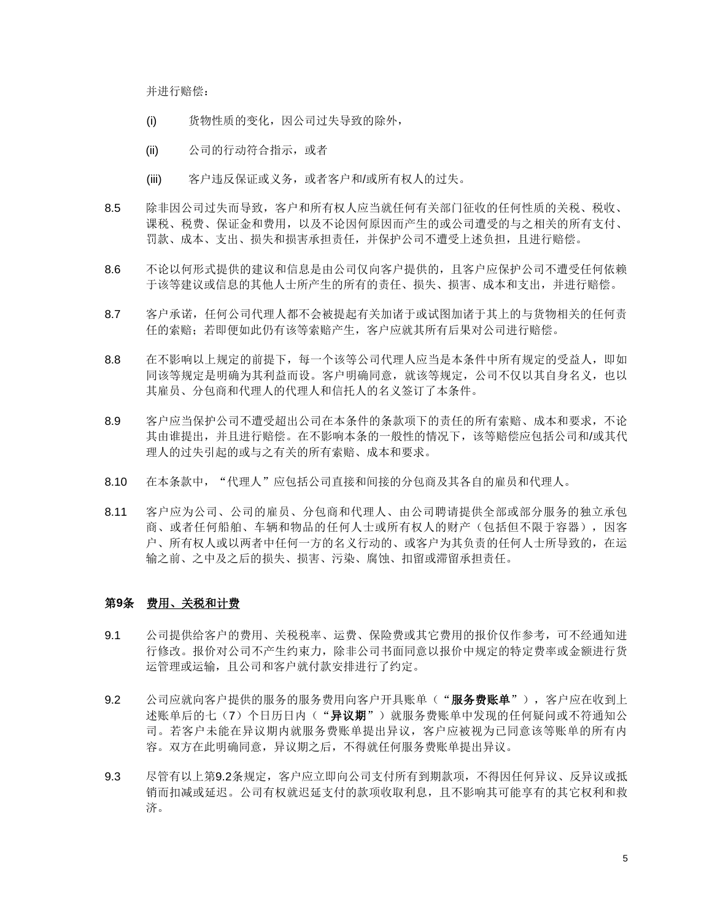并进行赔偿：

(i) 货物性质的变化，因公司过失导致的除外，

(ii) 公司的行动符合指示，或者

(iii) 客户违反保证或义务，或者客户和/或所有权人的过失。

8.5 除非因公司过失而导致，客户和所有权人应当就任何有关部门征收的任何性质的关税、税收、课税、税费、保证金和费用，以及不论因何原因而产生的或公司遭受的与之相关的所有支付、罚款、成本、支出、损失和损害承担责任，并保护公司不遭受上述负担，且进行赔偿。

8.6 不论以何形式提供的建议和信息是由公司仅向客户提供的，且客户应保护公司不遭受任何依赖于该等建议或信息的其他人士所产生的所有的责任、损失、损害、成本和支出，并进行赔偿。

8.7 客户承诺，任何公司代理人都不会被提起有关加诸于或试图加诸于其上的与货物相关的任何责任的索赔；若即便如此仍有该等索赔产生，客户应就其所有后果对公司进行赔偿。

8.8 在不影响以上规定的前提下，每一个该等公司代理人应当是本条件中所有规定的受益人，即如同该等规定是明确为其利益而设。客户明确同意，就该等规定，公司不仅以其自身名义，也以其雇员、分包商和代理人的代理人和信托人的名义签订了本条件。

8.9 客户应当保护公司不遭受超出公司在本条件的条款项下的责任的所有索赔、成本和要求，不论其由谁提出，并且进行赔偿。在不影响本条的一般性的情况下，该等赔偿应包括公司和/或其代理人的过失引起的或与之有关的所有索赔、成本和要求。

8.10 在本条款中，"代理人"应包括公司直接和间接的分包商及其各自的雇员和代理人。

8.11 客户应为公司、公司的雇员、分包商和代理人、由公司聘请提供全部或部分服务的独立承包商、或者任何船舶、车辆和物品的任何人士或所有权人的财产（包括但不限于容器），因客户、所有权人或以两者中任何一方的名义行动的、或客户为其负责的任何人士所导致的，在运输之前、之中及之后的损失、损害、污染、腐蚀、扣留或滞留承担责任。

## 第9条 费用、关税和计费

9.1 公司提供给客户的费用、关税税率、运费、保险费或其它费用的报价仅作参考，可不经通知进行修改。报价对公司不产生约束力，除非公司书面同意以报价中规定的特定费率或金额进行货运管理或运输，且公司和客户就付款安排进行了约定。

9.2 公司应就向客户提供的服务的服务费用向客户开具账单（"**服务费账单**"），客户应在收到上述账单后的七（7）个日历日内（"**异议期**"）就服务费账单中发现的任何疑问或不符通知公司。若客户未能在异议期内就服务费账单提出异议，客户应被视为已同意该等账单的所有内容。双方在此明确同意，异议期之后，不得就任何服务费账单提出异议。

9.3 尽管有以上第9.2条规定，客户应立即向公司支付所有到期款项，不得因任何异议、反异议或抵销而扣减或延迟。公司有权就迟延支付的款项收取利息，且不影响其可能享有的其它权利和救济。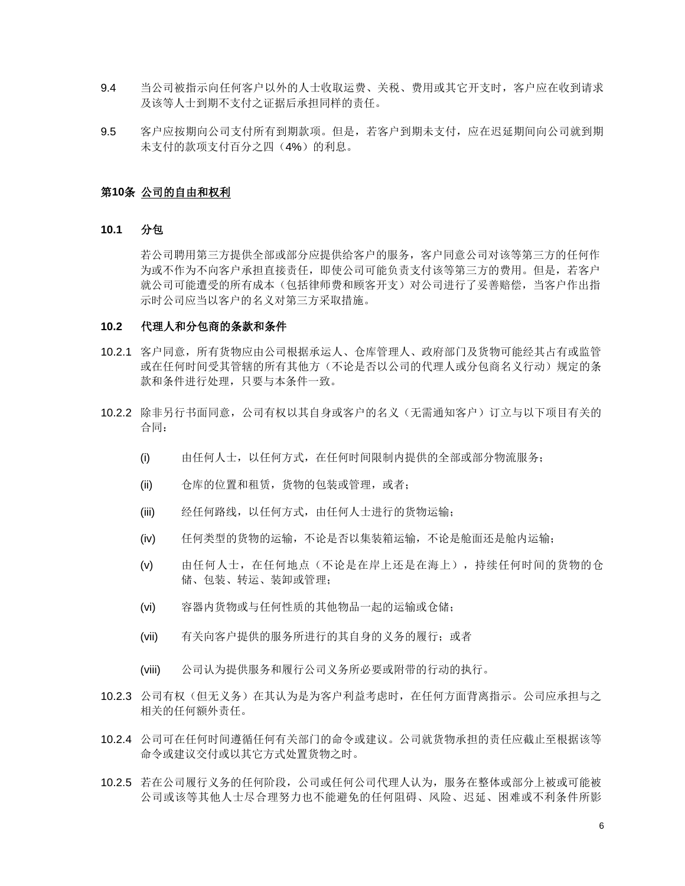9.4 当公司被指示向任何客户以外的人士收取运费、关税、费用或其它开支时，客户应在收到请求及该等人士到期不支付之证据后承担同样的责任。

9.5 客户应按期向公司支付所有到期款项。但是，若客户到期未支付，应在迟延期间向公司就到期未支付的款项支付百分之四（4%）的利息。

## 第10条 公司的自由和权利

### 10.1 分包

若公司聘用第三方提供全部或部分应提供给客户的服务，客户同意公司对该等第三方的任何作为或不作为不向客户承担直接责任，即使公司可能负责支付该等第三方的费用。但是，若客户就公司可能遭受的所有成本（包括律师费和顾客开支）对公司进行了妥善赔偿，当客户作出指示时公司应当以客户的名义对第三方采取措施。

### 10.2 代理人和分包商的条款和条件

10.2.1 客户同意，所有货物应由公司根据承运人、仓库管理人、政府部门及货物可能经其占有或监管或在任何时间受其管辖的所有其他方（不论是否以公司的代理人或分包商名义行动）规定的条款和条件进行处理，只要与本条件一致。

10.2.2 除非另行书面同意，公司有权以其自身或客户的名义（无需通知客户）订立与以下项目有关的合同：

(i) 由任何人士，以任何方式，在任何时间限制内提供的全部或部分物流服务；

(ii) 仓库的位置和租赁，货物的包装或管理，或者；

(iii) 经任何路线，以任何方式，由任何人士进行的货物运输；

(iv) 任何类型的货物的运输，不论是否以集装箱运输，不论是舱面还是舱内运输；

(v) 由任何人士，在任何地点（不论是在岸上还是在海上），持续任何时间的货物的仓储、包装、转运、装卸或管理；

(vi) 容器内货物或与任何性质的其他物品一起的运输或仓储；

(vii) 有关向客户提供的服务所进行的其自身的义务的履行；或者

(viii) 公司认为提供服务和履行公司义务所必要或附带的行动的执行。

10.2.3 公司有权（但无义务）在其认为是为客户利益考虑时，在任何方面背离指示。公司应承担与之相关的任何额外责任。

10.2.4 公司可在任何时间遵循任何有关部门的命令或建议。公司就货物承担的责任应截止至根据该等命令或建议交付或以其它方式处置货物之时。

10.2.5 若在公司履行义务的任何阶段，公司或任何公司代理人认为，服务在整体或部分上被或可能被公司或该等其他人士尽合理努力也不能避免的任何阻碍、风险、迟延、困难或不利条件所影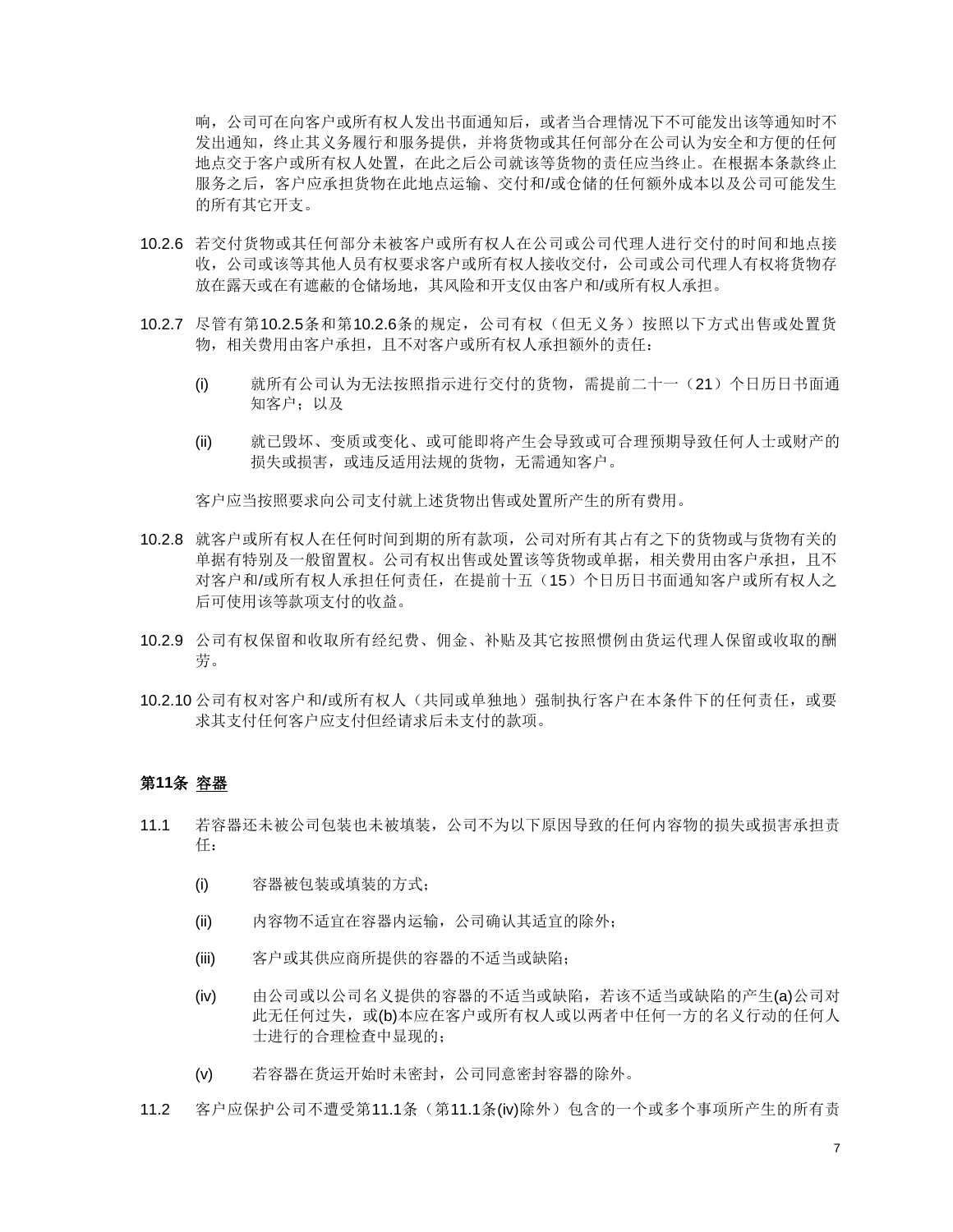响，公司可在向客户或所有权人发出书面通知后，或者当合理情况下不可能发出该等通知时不发出通知，终止其义务履行和服务提供，并将货物或其任何部分在公司认为安全和方便的任何地点交于客户或所有权人处置，在此之后公司就该等货物的责任应当终止。在根据本条款终止服务之后，客户应承担货物在此地点运输、交付和/或仓储的任何额外成本以及公司可能发生的所有其它开支。

10.2.6 若交付货物或其任何部分未被客户或所有权人在公司或公司代理人进行交付的时间和地点接收，公司或该等其他人员有权要求客户或所有权人接收交付，公司或公司代理人有权将货物存放在露天或在有遮蔽的仓储场地，其风险和开支仅由客户和/或所有权人承担。

10.2.7 尽管有第10.2.5条和第10.2.6条的规定，公司有权（但无义务）按照以下方式出售或处置货物，相关费用由客户承担，且不对客户或所有权人承担额外的责任：

(i) 就所有公司认为无法按照指示进行交付的货物，需提前二十一（21）个日历日书面通知客户；以及

(ii) 就已毁坏、变质或变化、或可能即将产生会导致或可合理预期导致任何人士或财产的损失或损害，或违反适用法规的货物，无需通知客户。

客户应当按照要求向公司支付就上述货物出售或处置所产生的所有费用。

10.2.8 就客户或所有权人在任何时间到期的所有款项，公司对所有其占有之下的货物或与货物有关的单据有特别及一般留置权。公司有权出售或处置该等货物或单据，相关费用由客户承担，且不对客户和/或所有权人承担任何责任，在提前十五（15）个日历日书面通知客户或所有权人之后可使用该等款项支付的收益。

10.2.9 公司有权保留和收取所有经纪费、佣金、补贴及其它按照惯例由货运代理人保留或收取的酬劳。

10.2.10 公司有权对客户和/或所有权人（共同或单独地）强制执行客户在本条件下的任何责任，或要求其支付任何客户应支付但经请求后未支付的款项。

### 第11条 容器

11.1 若容器还未被公司包装也未被填装，公司不为以下原因导致的任何内容物的损失或损害承担责任：

(i) 容器被包装或填装的方式；

(ii) 内容物不适宜在容器内运输，公司确认其适宜的除外；

(iii) 客户或其供应商所提供的容器的不适当或缺陷；

(iv) 由公司或以公司名义提供的容器的不适当或缺陷，若该不适当或缺陷的产生(a)公司对此无任何过失，或(b)本应在客户或所有权人或以两者中任何一方的名义行动的任何人士进行的合理检查中显现的；

(v) 若容器在货运开始时未密封，公司同意密封容器的除外。

11.2 客户应保护公司不遭受第11.1条（第11.1条(iv)除外）包含的一个或多个事项所产生的所有责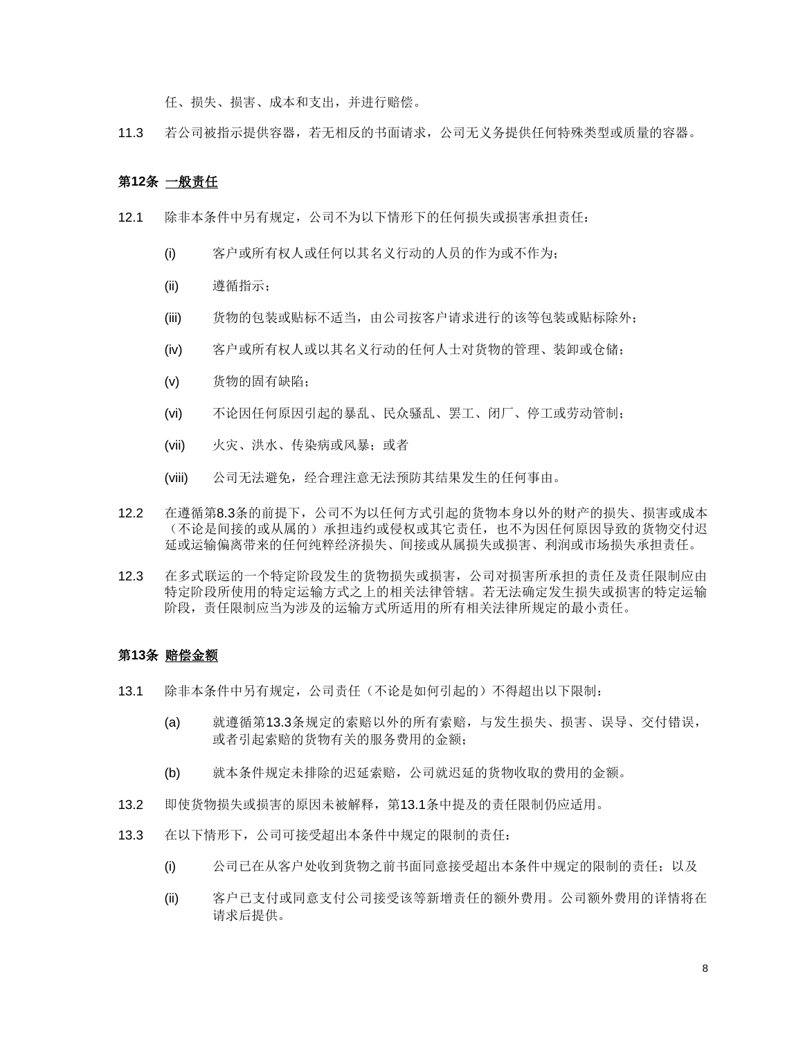任、损失、损害、成本和支出，并进行赔偿。

11.3 若公司被指示提供容器，若无相反的书面请求，公司无义务提供任何特殊类型或质量的容器。

### 第12条 一般责任

12.1 除非本条件中另有规定，公司不为以下情形下的任何损失或损害承担责任：

(i) 客户或所有权人或任何以其名义行动的人员的作为或不作为；

(ii) 遵循指示；

(iii) 货物的包装或贴标不适当，由公司按客户请求进行的该等包装或贴标除外；

(iv) 客户或所有权人或以其名义行动的任何人士对货物的管理、装卸或仓储；

(v) 货物的固有缺陷；

(vi) 不论因任何原因引起的暴乱、民众骚乱、罢工、闭厂、停工或劳动管制；

(vii) 火灾、洪水、传染病或风暴；或者

(viii) 公司无法避免，经合理注意无法预防其结果发生的任何事由。

12.2 在遵循第8.3条的前提下，公司不为以任何方式引起的货物本身以外的财产的损失、损害或成本（不论是间接的或从属的）承担违约或侵权或其它责任，也不为因任何原因导致的货物交付迟延或运输偏离带来的任何纯粹经济损失、间接或从属损失或损害、利润或市场损失承担责任。

12.3 在多式联运的一个特定阶段发生的货物损失或损害，公司对损害所承担的责任及责任限制应由特定阶段所使用的特定运输方式之上的相关法律管辖。若无法确定发生损失或损害的特定运输阶段，责任限制应当为涉及的运输方式所适用的所有相关法律所规定的最小责任。

### 第13条 赔偿金额

13.1 除非本条件中另有规定，公司责任（不论是如何引起的）不得超出以下限制：

(a) 就遵循第13.3条规定的索赔以外的所有索赔，与发生损失、损害、误导、交付错误，或者引起索赔的货物有关的服务费用的金额；

(b) 就本条件规定未排除的迟延索赔，公司就迟延的货物收取的费用的金额。

13.2 即使货物损失或损害的原因未被解释，第13.1条中提及的责任限制仍应适用。

13.3 在以下情形下，公司可接受超出本条件中规定的限制的责任：

(i) 公司已在从客户处收到货物之前书面同意接受超出本条件中规定的限制的责任；以及

(ii) 客户已支付或同意支付公司接受该等新增责任的额外费用。公司额外费用的详情将在请求后提供。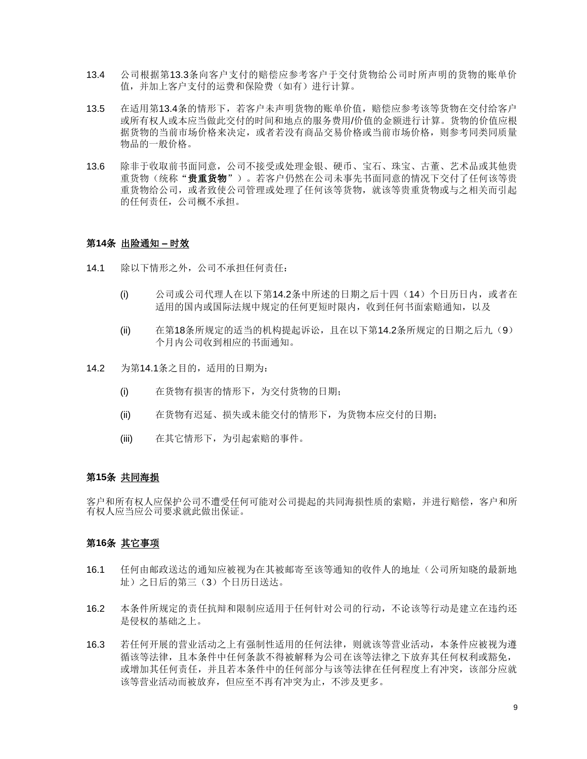13.4 公司根据第13.3条向客户支付的赔偿应参考客户于交付货物给公司时所声明的货物的账单价值，并加上客户支付的运费和保险费（如有）进行计算。

13.5 在适用第13.4条的情形下，若客户未声明货物的账单价值，赔偿应参考该等货物在交付给客户或所有权人或本应当做此交付的时间和地点的服务费用/价值的金额进行计算。货物的价值应根据货物的当前市场价格来决定，或者若没有商品交易价格或当前市场价格，则参考同类同质量物品的一般价格。

13.6 除非于收取前书面同意，公司不接受或处理金银、硬币、宝石、珠宝、古董、艺术品或其他贵重货物（统称"**贵重货物**"）。若客户仍然在公司未事先书面同意的情况下交付了任何该等贵重货物给公司，或者致使公司管理或处理了任何该等货物，就该等贵重货物或与之相关而引起的任何责任，公司概不承担。

**第14条 <u>出险通知 – 时效</u>**

14.1 除以下情形之外，公司不承担任何责任：

(i) 公司或公司代理人在以下第14.2条中所述的日期之后十四（14）个日历日内，或者在适用的国内或国际法规中规定的任何更短时限内，收到任何书面索赔通知，以及

(ii) 在第18条所规定的适当的机构提起诉讼，且在以下第14.2条所规定的日期之后九（9）个月内公司收到相应的书面通知。

14.2 为第14.1条之目的，适用的日期为：

(i) 在货物有损害的情形下，为交付货物的日期；

(ii) 在货物有迟延、损失或未能交付的情形下，为货物本应交付的日期；

(iii) 在其它情形下，为引起索赔的事件。

**第15条 <u>共同海损</u>**

客户和所有权人应保护公司不遭受任何可能对公司提起的共同海损性质的索赔，并进行赔偿，客户和所有权人应当应公司要求就此做出保证。

**第16条 <u>其它事项</u>**

16.1 任何由邮政送达的通知应被视为在其被邮寄至该等通知的收件人的地址（公司所知晓的最新地址）之日后的第三（3）个日历日送达。

16.2 本条件所规定的责任抗辩和限制应适用于任何针对公司的行动，不论该等行动是建立在违约还是侵权的基础之上。

16.3 若任何开展的营业活动之上有强制性适用的任何法律，则就该等营业活动，本条件应被视为遵循该等法律，且本条件中任何条款不得被解释为公司在该等法律之下放弃其任何权利或豁免，或增加其任何责任，并且若本条件中的任何部分与该等法律在任何程度上有冲突，该部分应就该等营业活动而被放弃，但应至不再有冲突为止，不涉及更多。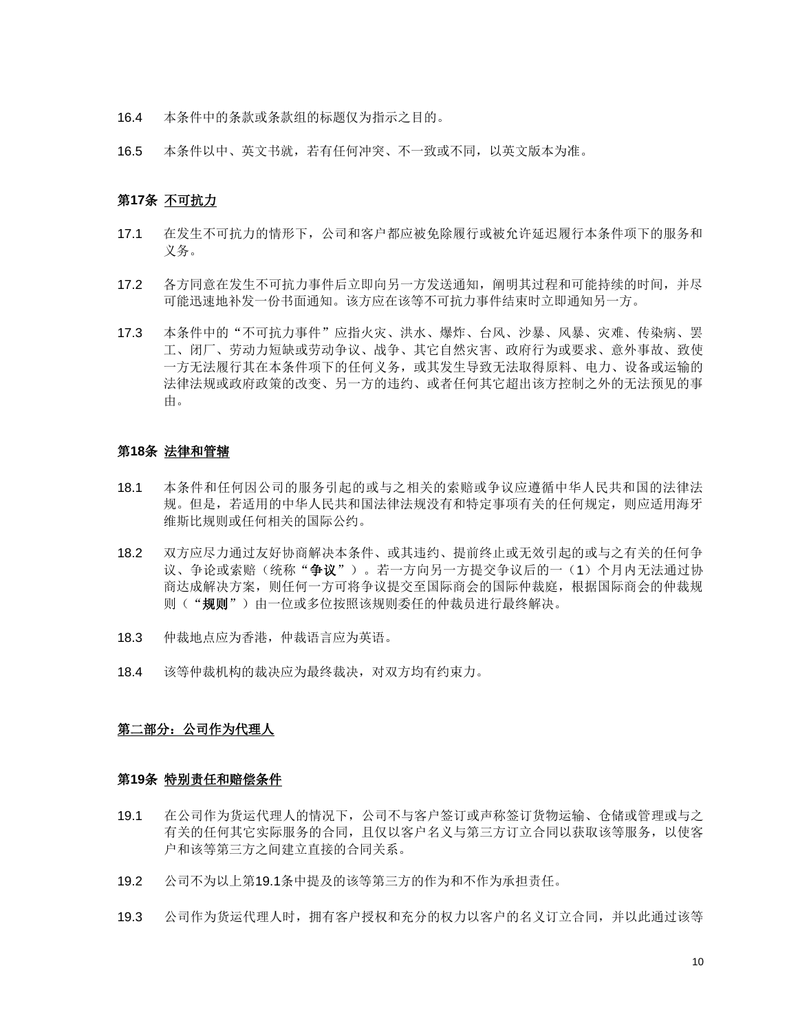16.4 本条件中的条款或条款组的标题仅为指示之目的。

16.5 本条件以中、英文书就，若有任何冲突、不一致或不同，以英文版本为准。

### 第17条 不可抗力

17.1 在发生不可抗力的情形下，公司和客户都应被免除履行或被允许延迟履行本条件项下的服务和义务。

17.2 各方同意在发生不可抗力事件后立即向另一方发送通知，阐明其过程和可能持续的时间，并尽可能迅速地补发一份书面通知。该方应在该等不可抗力事件结束时立即通知另一方。

17.3 本条件中的"不可抗力事件"应指火灾、洪水、爆炸、台风、沙暴、风暴、灾难、传染病、罢工、闭厂、劳动力短缺或劳动争议、战争、其它自然灾害、政府行为或要求、意外事故、致使一方无法履行其在本条件项下的任何义务，或其发生导致无法取得原料、电力、设备或运输的法律法规或政府政策的改变、另一方的违约、或者任何其它超出该方控制之外的无法预见的事由。

### 第18条 法律和管辖

18.1 本条件和任何因公司的服务引起的或与之相关的索赔或争议应遵循中华人民共和国的法律法规。但是，若适用的中华人民共和国法律法规没有和特定事项有关的任何规定，则应适用海牙维斯比规则或任何相关的国际公约。

18.2 双方应尽力通过友好协商解决本条件、或其违约、提前终止或无效引起的或与之有关的任何争议、争论或索赔（统称"**争议**"）。若一方向另一方提交争议后的一（1）个月内无法通过协商达成解决方案，则任何一方可将争议提交至国际商会的国际仲裁庭，根据国际商会的仲裁规则（"**规则**"）由一位或多位按照该规则委任的仲裁员进行最终解决。

18.3 仲裁地点应为香港，仲裁语言应为英语。

18.4 该等仲裁机构的裁决应为最终裁决，对双方均有约束力。

## 第二部分：公司作为代理人

### 第19条 特别责任和赔偿条件

19.1 在公司作为货运代理人的情况下，公司不与客户签订或声称签订货物运输、仓储或管理或与之有关的任何其它实际服务的合同，且仅以客户名义与第三方订立合同以获取该等服务，以使客户和该等第三方之间建立直接的合同关系。

19.2 公司不为以上第19.1条中提及的该等第三方的作为和不作为承担责任。

19.3 公司作为货运代理人时，拥有客户授权和充分的权力以客户的名义订立合同，并以此通过该等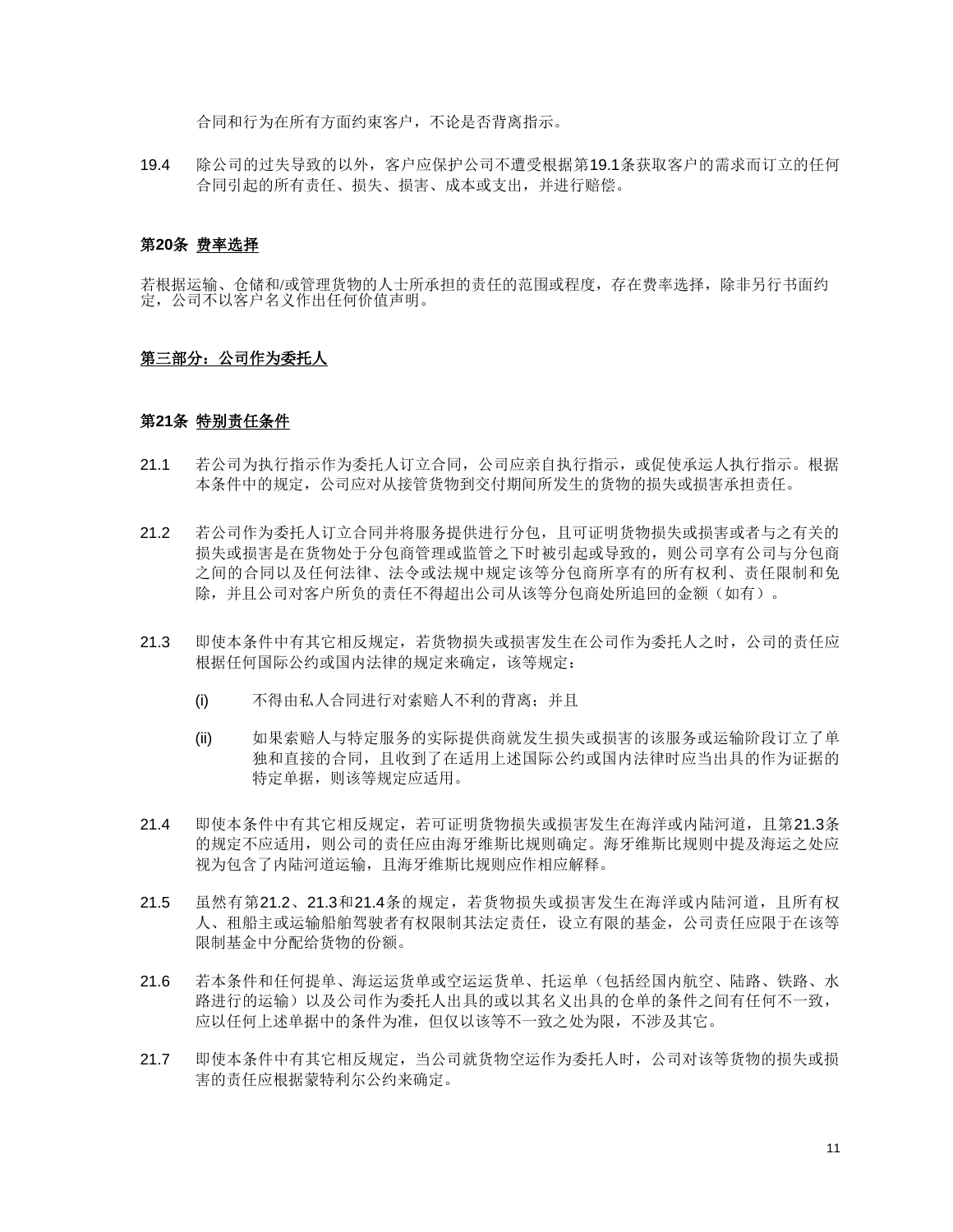合同和行为在所有方面约束客户，不论是否背离指示。

19.4　除公司的过失导致的以外，客户应保护公司不遭受根据第19.1条获取客户的需求而订立的任何合同引起的所有责任、损失、损害、成本或支出，并进行赔偿。

### 第20条 <u>费率选择</u>

若根据运输、仓储和/或管理货物的人士所承担的责任的范围或程度，存在费率选择，除非另行书面约定，公司不以客户名义作出任何价值声明。

## <u>第三部分：公司作为委托人</u>

### 第21条 <u>特别责任条件</u>

21.1　若公司为执行指示作为委托人订立合同，公司应亲自执行指示，或促使承运人执行指示。根据本条件中的规定，公司应对从接管货物到交付期间所发生的货物的损失或损害承担责任。

21.2　若公司作为委托人订立合同并将服务提供进行分包，且可证明货物损失或损害或者与之有关的损失或损害是在货物处于分包商管理或监管之下时被引起或导致的，则公司享有公司与分包商之间的合同以及任何法律、法令或法规中规定该等分包商所享有的所有权利、责任限制和免除，并且公司对客户所负的责任不得超出公司从该等分包商处所追回的金额（如有）。

21.3　即使本条件中有其它相反规定，若货物损失或损害发生在公司作为委托人之时，公司的责任应根据任何国际公约或国内法律的规定来确定，该等规定：

(i)　不得由私人合同进行对索赔人不利的背离；并且

(ii)　如果索赔人与特定服务的实际提供商就发生损失或损害的该服务或运输阶段订立了单独和直接的合同，且收到了在适用上述国际公约或国内法律时应当出具的作为证据的特定单据，则该等规定应适用。

21.4　即使本条件中有其它相反规定，若可证明货物损失或损害发生在海洋或内陆河道，且第21.3条的规定不应适用，则公司的责任应由海牙维斯比规则确定。海牙维斯比规则中提及海运之处应视为包含了内陆河道运输，且海牙维斯比规则应作相应解释。

21.5　虽然有第21.2、21.3和21.4条的规定，若货物损失或损害发生在海洋或内陆河道，且所有权人、租船主或运输船舶驾驶者有权限制其法定责任，设立有限的基金，公司责任应限于在该等限制基金中分配给货物的份额。

21.6　若本条件和任何提单、海运运货单或空运运货单、托运单（包括经国内航空、陆路、铁路、水路进行的运输）以及公司作为委托人出具的或以其名义出具的仓单的条件之间有任何不一致，应以任何上述单据中的条件为准，但仅以该等不一致之处为限，不涉及其它。

21.7　即使本条件中有其它相反规定，当公司就货物空运作为委托人时，公司对该等货物的损失或损害的责任应根据蒙特利尔公约来确定。